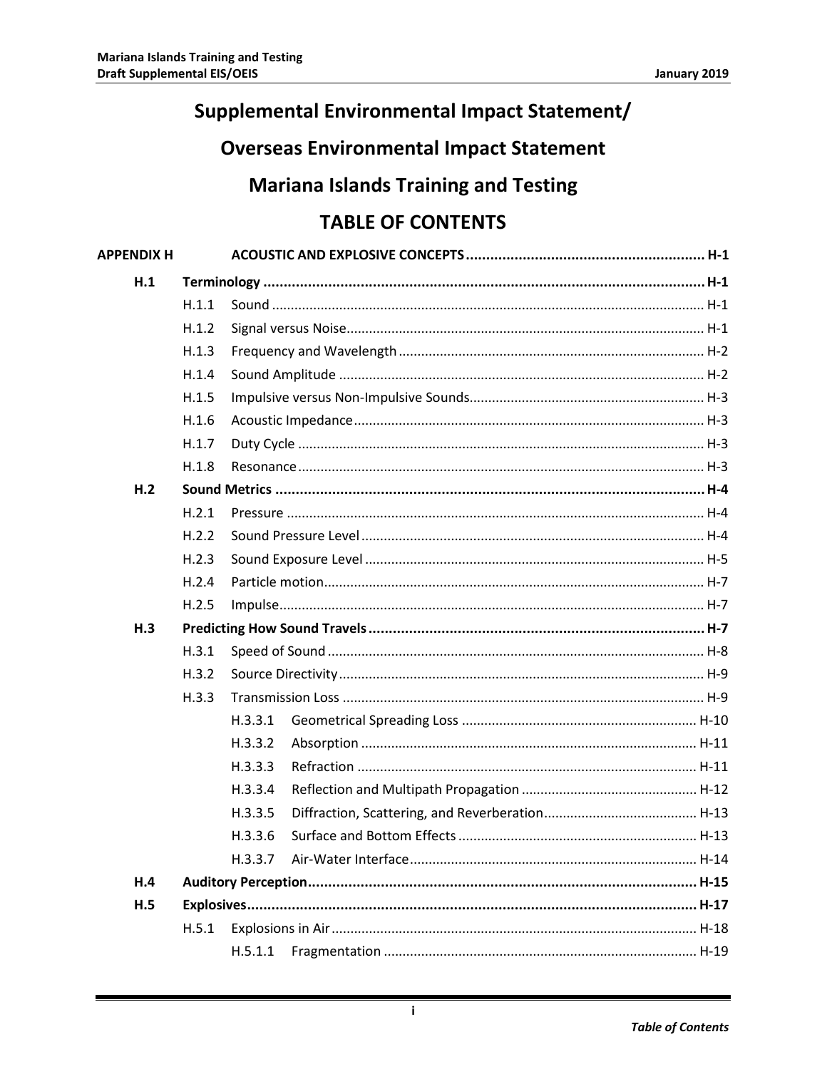# Supplemental Environmental Impact Statement/

# Overseas Environmental Impact Statement

# Mariana Islands Training and Testing

# TABLE OF CONTENTS

**APPENDIX H ACOUSTIC AND EXPLOSIVE CONCEPTS .......................................................... H-1**

**H.1 Terminology ............................................................................................................ H-1**

- H.1.1 Sound ................................................................................................................ H-1
- H.1.2 Signal versus Noise............................................................................................ H-1
- H.1.3 Frequency and Wavelength ................................................................................ H-2
- H.1.4 Sound Amplitude ................................................................................................ H-2
- H.1.5 Impulsive versus Non-Impulsive Sounds............................................................. H-3
- H.1.6 Acoustic Impedance............................................................................................ H-3
- H.1.7 Duty Cycle .......................................................................................................... H-3
- H.1.8 Resonance........................................................................................................... H-3

**H.2 Sound Metrics ......................................................................................................... H-4**

- H.2.1 Pressure .............................................................................................................. H-4
- H.2.2 Sound Pressure Level .......................................................................................... H-4
- H.2.3 Sound Exposure Level ......................................................................................... H-5
- H.2.4 Particle motion.................................................................................................... H-7
- H.2.5 Impulse................................................................................................................ H-7

**H.3 Predicting How Sound Travels .................................................................................. H-7**

- H.3.1 Speed of Sound ................................................................................................... H-8
- H.3.2 Source Directivity ................................................................................................ H-9
- H.3.3 Transmission Loss ............................................................................................... H-9
  - H.3.3.1 Geometrical Spreading Loss .............................................................. H-10
  - H.3.3.2 Absorption ......................................................................................... H-11
  - H.3.3.3 Refraction .......................................................................................... H-11
  - H.3.3.4 Reflection and Multipath Propagation ............................................... H-12
  - H.3.3.5 Diffraction, Scattering, and Reverberation......................................... H-13
  - H.3.3.6 Surface and Bottom Effects ............................................................... H-13
  - H.3.3.7 Air-Water Interface............................................................................ H-14

**H.4 Auditory Perception................................................................................................ H-15**

**H.5 Explosives............................................................................................................... H-17**

- H.5.1 Explosions in Air ................................................................................................ H-18
  - H.5.1.1 Fragmentation ................................................................................... H-19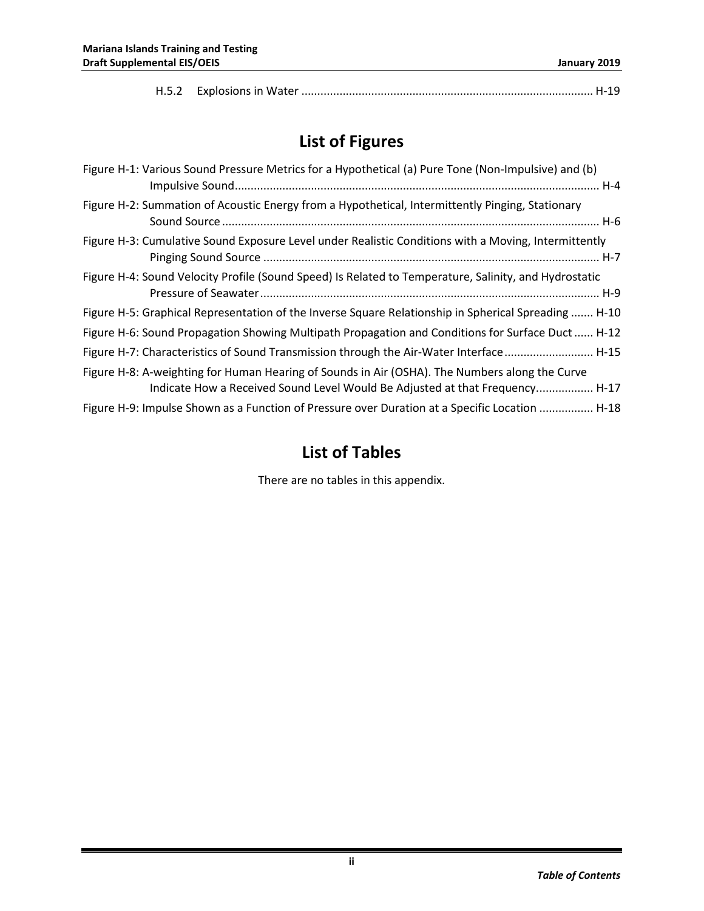H.5.2 Explosions in Water ........................................................................................... H-19

## List of Figures

Figure H-1: Various Sound Pressure Metrics for a Hypothetical (a) Pure Tone (Non-Impulsive) and (b) Impulsive Sound ................................................................................................................. H-4

Figure H-2: Summation of Acoustic Energy from a Hypothetical, Intermittently Pinging, Stationary Sound Source ..................................................................................................................... H-6

Figure H-3: Cumulative Sound Exposure Level under Realistic Conditions with a Moving, Intermittently Pinging Sound Source ........................................................................................................ H-7

Figure H-4: Sound Velocity Profile (Sound Speed) Is Related to Temperature, Salinity, and Hydrostatic Pressure of Seawater ......................................................................................................... H-9

Figure H-5: Graphical Representation of the Inverse Square Relationship in Spherical Spreading ....... H-10

Figure H-6: Sound Propagation Showing Multipath Propagation and Conditions for Surface Duct ...... H-12

Figure H-7: Characteristics of Sound Transmission through the Air-Water Interface ........................... H-15

Figure H-8: A-weighting for Human Hearing of Sounds in Air (OSHA). The Numbers along the Curve Indicate How a Received Sound Level Would Be Adjusted at that Frequency................. H-17

Figure H-9: Impulse Shown as a Function of Pressure over Duration at a Specific Location ................ H-18

## List of Tables

There are no tables in this appendix.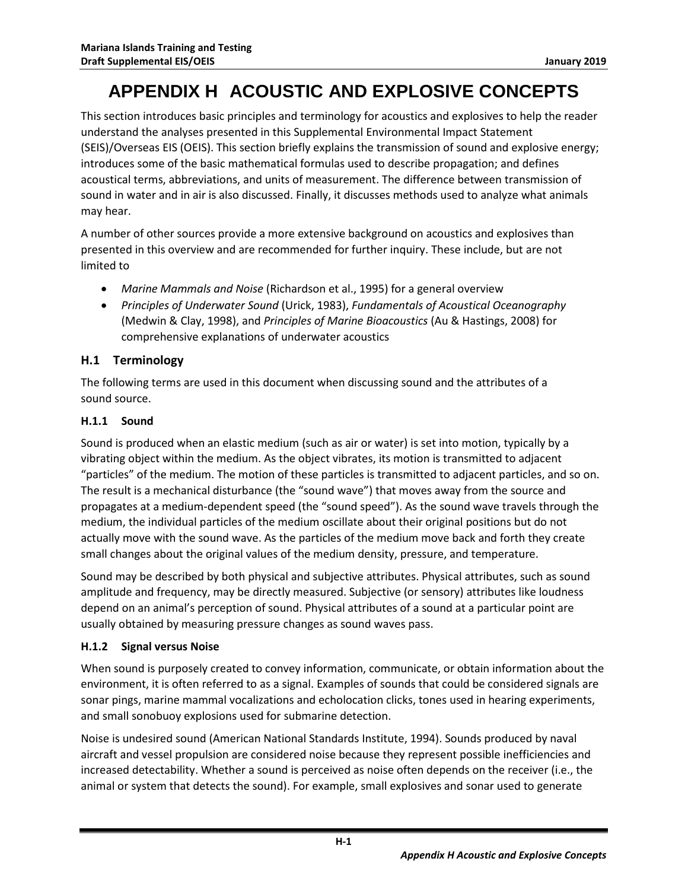# APPENDIX H ACOUSTIC AND EXPLOSIVE CONCEPTS

This section introduces basic principles and terminology for acoustics and explosives to help the reader understand the analyses presented in this Supplemental Environmental Impact Statement (SEIS)/Overseas EIS (OEIS). This section briefly explains the transmission of sound and explosive energy; introduces some of the basic mathematical formulas used to describe propagation; and defines acoustical terms, abbreviations, and units of measurement. The difference between transmission of sound in water and in air is also discussed. Finally, it discusses methods used to analyze what animals may hear.

A number of other sources provide a more extensive background on acoustics and explosives than presented in this overview and are recommended for further inquiry. These include, but are not limited to

- *Marine Mammals and Noise* (Richardson et al., 1995) for a general overview
- *Principles of Underwater Sound* (Urick, 1983), *Fundamentals of Acoustical Oceanography* (Medwin & Clay, 1998), and *Principles of Marine Bioacoustics* (Au & Hastings, 2008) for comprehensive explanations of underwater acoustics

## H.1 Terminology

The following terms are used in this document when discussing sound and the attributes of a sound source.

### H.1.1 Sound

Sound is produced when an elastic medium (such as air or water) is set into motion, typically by a vibrating object within the medium. As the object vibrates, its motion is transmitted to adjacent "particles" of the medium. The motion of these particles is transmitted to adjacent particles, and so on. The result is a mechanical disturbance (the "sound wave") that moves away from the source and propagates at a medium-dependent speed (the "sound speed"). As the sound wave travels through the medium, the individual particles of the medium oscillate about their original positions but do not actually move with the sound wave. As the particles of the medium move back and forth they create small changes about the original values of the medium density, pressure, and temperature.

Sound may be described by both physical and subjective attributes. Physical attributes, such as sound amplitude and frequency, may be directly measured. Subjective (or sensory) attributes like loudness depend on an animal's perception of sound. Physical attributes of a sound at a particular point are usually obtained by measuring pressure changes as sound waves pass.

### H.1.2 Signal versus Noise

When sound is purposely created to convey information, communicate, or obtain information about the environment, it is often referred to as a signal. Examples of sounds that could be considered signals are sonar pings, marine mammal vocalizations and echolocation clicks, tones used in hearing experiments, and small sonobuoy explosions used for submarine detection.

Noise is undesired sound (American National Standards Institute, 1994). Sounds produced by naval aircraft and vessel propulsion are considered noise because they represent possible inefficiencies and increased detectability. Whether a sound is perceived as noise often depends on the receiver (i.e., the animal or system that detects the sound). For example, small explosives and sonar used to generate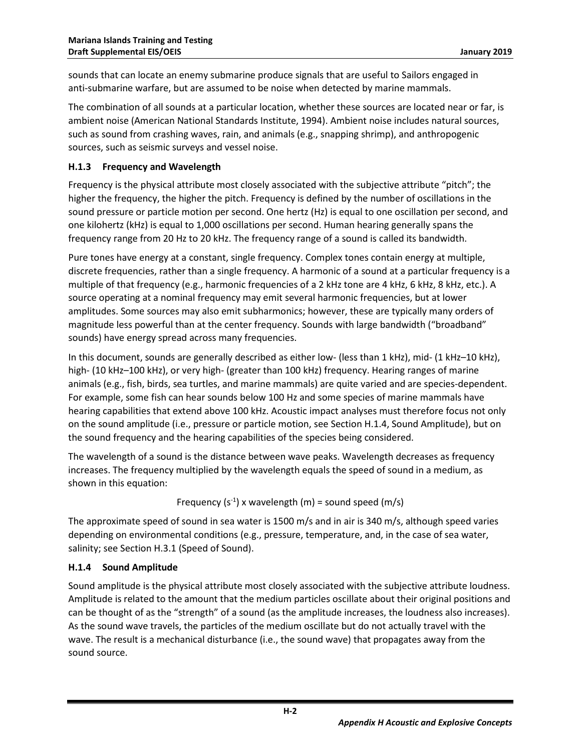sounds that can locate an enemy submarine produce signals that are useful to Sailors engaged in anti-submarine warfare, but are assumed to be noise when detected by marine mammals.

The combination of all sounds at a particular location, whether these sources are located near or far, is ambient noise (American National Standards Institute, 1994). Ambient noise includes natural sources, such as sound from crashing waves, rain, and animals (e.g., snapping shrimp), and anthropogenic sources, such as seismic surveys and vessel noise.

### H.1.3 Frequency and Wavelength

Frequency is the physical attribute most closely associated with the subjective attribute "pitch"; the higher the frequency, the higher the pitch. Frequency is defined by the number of oscillations in the sound pressure or particle motion per second. One hertz (Hz) is equal to one oscillation per second, and one kilohertz (kHz) is equal to 1,000 oscillations per second. Human hearing generally spans the frequency range from 20 Hz to 20 kHz. The frequency range of a sound is called its bandwidth.

Pure tones have energy at a constant, single frequency. Complex tones contain energy at multiple, discrete frequencies, rather than a single frequency. A harmonic of a sound at a particular frequency is a multiple of that frequency (e.g., harmonic frequencies of a 2 kHz tone are 4 kHz, 6 kHz, 8 kHz, etc.). A source operating at a nominal frequency may emit several harmonic frequencies, but at lower amplitudes. Some sources may also emit subharmonics; however, these are typically many orders of magnitude less powerful than at the center frequency. Sounds with large bandwidth ("broadband" sounds) have energy spread across many frequencies.

In this document, sounds are generally described as either low- (less than 1 kHz), mid- (1 kHz–10 kHz), high- (10 kHz–100 kHz), or very high- (greater than 100 kHz) frequency. Hearing ranges of marine animals (e.g., fish, birds, sea turtles, and marine mammals) are quite varied and are species-dependent. For example, some fish can hear sounds below 100 Hz and some species of marine mammals have hearing capabilities that extend above 100 kHz. Acoustic impact analyses must therefore focus not only on the sound amplitude (i.e., pressure or particle motion, see Section H.1.4, Sound Amplitude), but on the sound frequency and the hearing capabilities of the species being considered.

The wavelength of a sound is the distance between wave peaks. Wavelength decreases as frequency increases. The frequency multiplied by the wavelength equals the speed of sound in a medium, as shown in this equation:

$$\text{Frequency } (s^{-1}) \times \text{wavelength (m)} = \text{sound speed (m/s)}$$

The approximate speed of sound in sea water is 1500 m/s and in air is 340 m/s, although speed varies depending on environmental conditions (e.g., pressure, temperature, and, in the case of sea water, salinity; see Section H.3.1 (Speed of Sound).

### H.1.4 Sound Amplitude

Sound amplitude is the physical attribute most closely associated with the subjective attribute loudness. Amplitude is related to the amount that the medium particles oscillate about their original positions and can be thought of as the "strength" of a sound (as the amplitude increases, the loudness also increases). As the sound wave travels, the particles of the medium oscillate but do not actually travel with the wave. The result is a mechanical disturbance (i.e., the sound wave) that propagates away from the sound source.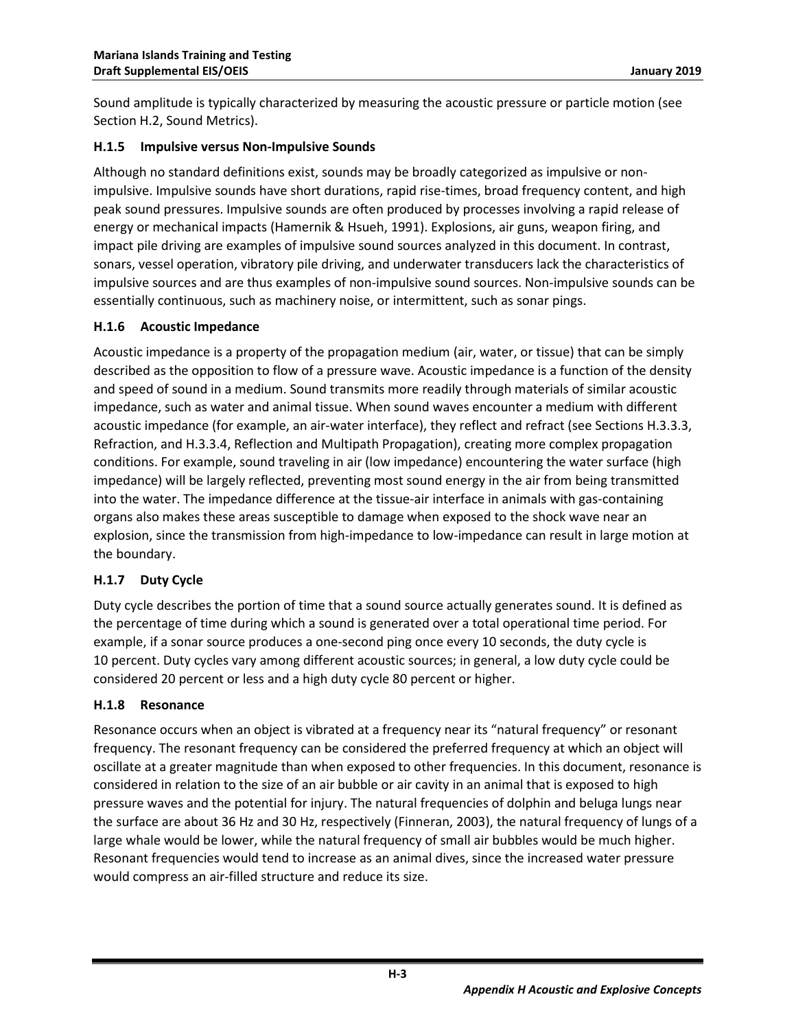Sound amplitude is typically characterized by measuring the acoustic pressure or particle motion (see Section H.2, Sound Metrics).

### H.1.5 Impulsive versus Non-Impulsive Sounds

Although no standard definitions exist, sounds may be broadly categorized as impulsive or non-impulsive. Impulsive sounds have short durations, rapid rise-times, broad frequency content, and high peak sound pressures. Impulsive sounds are often produced by processes involving a rapid release of energy or mechanical impacts (Hamernik & Hsueh, 1991). Explosions, air guns, weapon firing, and impact pile driving are examples of impulsive sound sources analyzed in this document. In contrast, sonars, vessel operation, vibratory pile driving, and underwater transducers lack the characteristics of impulsive sources and are thus examples of non-impulsive sound sources. Non-impulsive sounds can be essentially continuous, such as machinery noise, or intermittent, such as sonar pings.

### H.1.6 Acoustic Impedance

Acoustic impedance is a property of the propagation medium (air, water, or tissue) that can be simply described as the opposition to flow of a pressure wave. Acoustic impedance is a function of the density and speed of sound in a medium. Sound transmits more readily through materials of similar acoustic impedance, such as water and animal tissue. When sound waves encounter a medium with different acoustic impedance (for example, an air-water interface), they reflect and refract (see Sections H.3.3.3, Refraction, and H.3.3.4, Reflection and Multipath Propagation), creating more complex propagation conditions. For example, sound traveling in air (low impedance) encountering the water surface (high impedance) will be largely reflected, preventing most sound energy in the air from being transmitted into the water. The impedance difference at the tissue-air interface in animals with gas-containing organs also makes these areas susceptible to damage when exposed to the shock wave near an explosion, since the transmission from high-impedance to low-impedance can result in large motion at the boundary.

### H.1.7 Duty Cycle

Duty cycle describes the portion of time that a sound source actually generates sound. It is defined as the percentage of time during which a sound is generated over a total operational time period. For example, if a sonar source produces a one-second ping once every 10 seconds, the duty cycle is 10 percent. Duty cycles vary among different acoustic sources; in general, a low duty cycle could be considered 20 percent or less and a high duty cycle 80 percent or higher.

### H.1.8 Resonance

Resonance occurs when an object is vibrated at a frequency near its "natural frequency" or resonant frequency. The resonant frequency can be considered the preferred frequency at which an object will oscillate at a greater magnitude than when exposed to other frequencies. In this document, resonance is considered in relation to the size of an air bubble or air cavity in an animal that is exposed to high pressure waves and the potential for injury. The natural frequencies of dolphin and beluga lungs near the surface are about 36 Hz and 30 Hz, respectively (Finneran, 2003), the natural frequency of lungs of a large whale would be lower, while the natural frequency of small air bubbles would be much higher. Resonant frequencies would tend to increase as an animal dives, since the increased water pressure would compress an air-filled structure and reduce its size.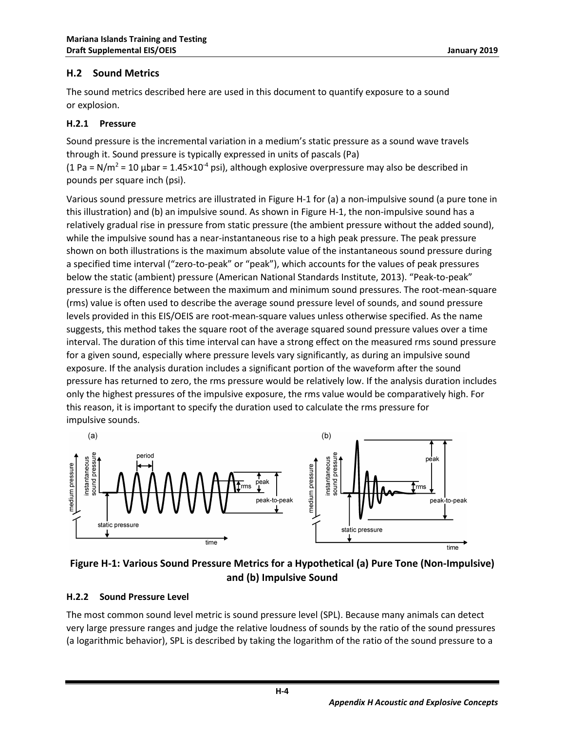## H.2 Sound Metrics

The sound metrics described here are used in this document to quantify exposure to a sound or explosion.

### H.2.1 Pressure

Sound pressure is the incremental variation in a medium's static pressure as a sound wave travels through it. Sound pressure is typically expressed in units of pascals (Pa) ($1 \text{ Pa} = \text{N/m}^2 = 10\ \mu\text{bar} = 1.45 \times 10^{-4}$ psi), although explosive overpressure may also be described in pounds per square inch (psi).

Various sound pressure metrics are illustrated in Figure H-1 for (a) a non-impulsive sound (a pure tone in this illustration) and (b) an impulsive sound. As shown in Figure H-1, the non-impulsive sound has a relatively gradual rise in pressure from static pressure (the ambient pressure without the added sound), while the impulsive sound has a near-instantaneous rise to a high peak pressure. The peak pressure shown on both illustrations is the maximum absolute value of the instantaneous sound pressure during a specified time interval ("zero-to-peak" or "peak"), which accounts for the values of peak pressures below the static (ambient) pressure (American National Standards Institute, 2013). "Peak-to-peak" pressure is the difference between the maximum and minimum sound pressures. The root-mean-square (rms) value is often used to describe the average sound pressure level of sounds, and sound pressure levels provided in this EIS/OEIS are root-mean-square values unless otherwise specified. As the name suggests, this method takes the square root of the average squared sound pressure values over a time interval. The duration of this time interval can have a strong effect on the measured rms sound pressure for a given sound, especially where pressure levels vary significantly, as during an impulsive sound exposure. If the analysis duration includes a significant portion of the waveform after the sound pressure has returned to zero, the rms pressure would be relatively low. If the analysis duration includes only the highest pressures of the impulsive exposure, the rms value would be comparatively high. For this reason, it is important to specify the duration used to calculate the rms pressure for impulsive sounds.

**Figure H-1: Various Sound Pressure Metrics for a Hypothetical (a) Pure Tone (Non-Impulsive) and (b) Impulsive Sound**

### H.2.2 Sound Pressure Level

The most common sound level metric is sound pressure level (SPL). Because many animals can detect very large pressure ranges and judge the relative loudness of sounds by the ratio of the sound pressures (a logarithmic behavior), SPL is described by taking the logarithm of the ratio of the sound pressure to a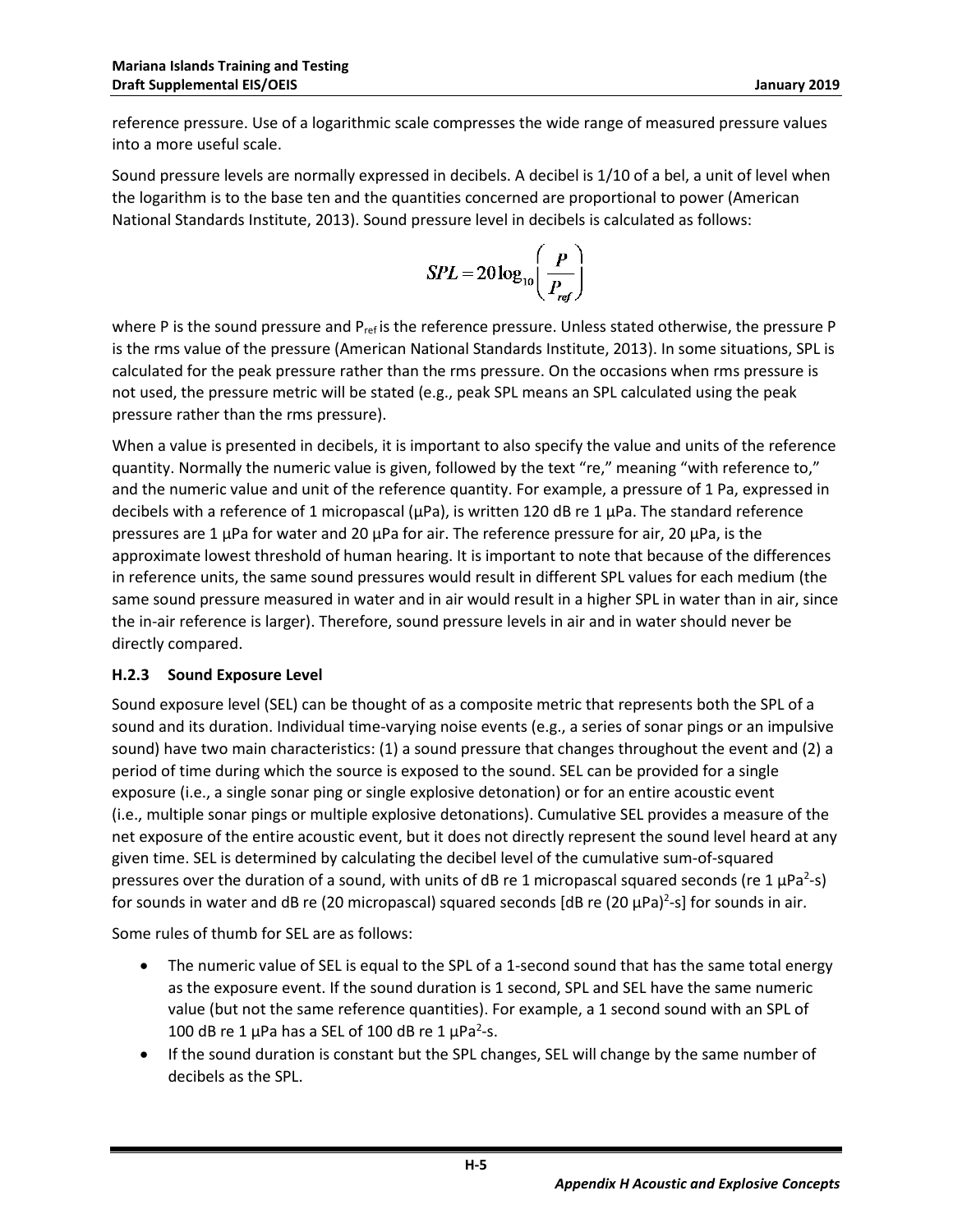reference pressure. Use of a logarithmic scale compresses the wide range of measured pressure values into a more useful scale.

Sound pressure levels are normally expressed in decibels. A decibel is 1/10 of a bel, a unit of level when the logarithm is to the base ten and the quantities concerned are proportional to power (American National Standards Institute, 2013). Sound pressure level in decibels is calculated as follows:

$$SPL = 20\log_{10}\left(\frac{P}{P_{ref}}\right)$$

where P is the sound pressure and $P_{ref}$ is the reference pressure. Unless stated otherwise, the pressure P is the rms value of the pressure (American National Standards Institute, 2013). In some situations, SPL is calculated for the peak pressure rather than the rms pressure. On the occasions when rms pressure is not used, the pressure metric will be stated (e.g., peak SPL means an SPL calculated using the peak pressure rather than the rms pressure).

When a value is presented in decibels, it is important to also specify the value and units of the reference quantity. Normally the numeric value is given, followed by the text "re," meaning "with reference to," and the numeric value and unit of the reference quantity. For example, a pressure of 1 Pa, expressed in decibels with a reference of 1 micropascal (μPa), is written 120 dB re 1 μPa. The standard reference pressures are 1 μPa for water and 20 μPa for air. The reference pressure for air, 20 μPa, is the approximate lowest threshold of human hearing. It is important to note that because of the differences in reference units, the same sound pressures would result in different SPL values for each medium (the same sound pressure measured in water and in air would result in a higher SPL in water than in air, since the in-air reference is larger). Therefore, sound pressure levels in air and in water should never be directly compared.

### H.2.3 Sound Exposure Level

Sound exposure level (SEL) can be thought of as a composite metric that represents both the SPL of a sound and its duration. Individual time-varying noise events (e.g., a series of sonar pings or an impulsive sound) have two main characteristics: (1) a sound pressure that changes throughout the event and (2) a period of time during which the source is exposed to the sound. SEL can be provided for a single exposure (i.e., a single sonar ping or single explosive detonation) or for an entire acoustic event (i.e., multiple sonar pings or multiple explosive detonations). Cumulative SEL provides a measure of the net exposure of the entire acoustic event, but it does not directly represent the sound level heard at any given time. SEL is determined by calculating the decibel level of the cumulative sum-of-squared pressures over the duration of a sound, with units of dB re 1 micropascal squared seconds (re 1 $\mu Pa^2$-s) for sounds in water and dB re (20 micropascal) squared seconds [dB re $(20\ \mu Pa)^2$-s] for sounds in air.

Some rules of thumb for SEL are as follows:

- The numeric value of SEL is equal to the SPL of a 1-second sound that has the same total energy as the exposure event. If the sound duration is 1 second, SPL and SEL have the same numeric value (but not the same reference quantities). For example, a 1 second sound with an SPL of 100 dB re 1 μPa has a SEL of 100 dB re 1 $\mu Pa^2$-s.
- If the sound duration is constant but the SPL changes, SEL will change by the same number of decibels as the SPL.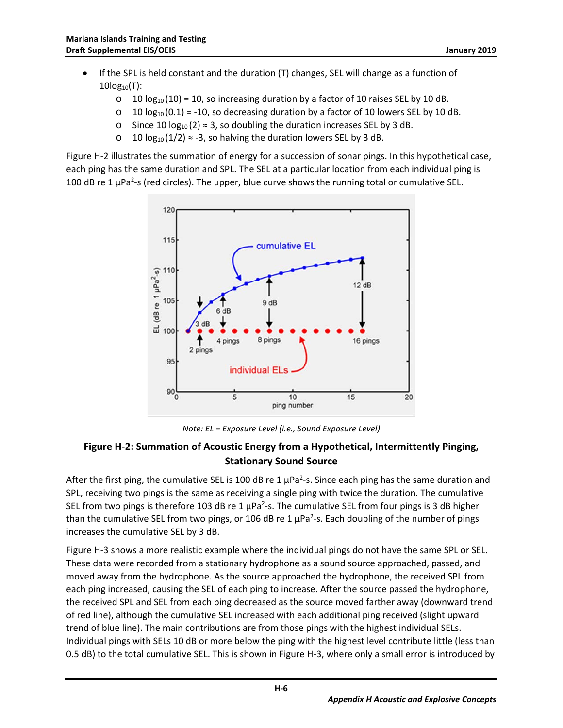- If the SPL is held constant and the duration (T) changes, SEL will change as a function of $10\log_{10}(T)$:
  - $10 \log_{10}(10) = 10$, so increasing duration by a factor of 10 raises SEL by 10 dB.
  - $10 \log_{10}(0.1) = -10$, so decreasing duration by a factor of 10 lowers SEL by 10 dB.
  - Since $10 \log_{10}(2) \approx 3$, so doubling the duration increases SEL by 3 dB.
  - $10 \log_{10}(1/2) \approx -3$, so halving the duration lowers SEL by 3 dB.

Figure H-2 illustrates the summation of energy for a succession of sonar pings. In this hypothetical case, each ping has the same duration and SPL. The SEL at a particular location from each individual ping is 100 dB re 1 $\mu Pa^2$-s (red circles). The upper, blue curve shows the running total or cumulative SEL.

*Note: EL = Exposure Level (i.e., Sound Exposure Level)*

**Figure H-2: Summation of Acoustic Energy from a Hypothetical, Intermittently Pinging, Stationary Sound Source**

After the first ping, the cumulative SEL is 100 dB re 1 $\mu Pa^2$-s. Since each ping has the same duration and SPL, receiving two pings is the same as receiving a single ping with twice the duration. The cumulative SEL from two pings is therefore 103 dB re 1 $\mu Pa^2$-s. The cumulative SEL from four pings is 3 dB higher than the cumulative SEL from two pings, or 106 dB re 1 $\mu Pa^2$-s. Each doubling of the number of pings increases the cumulative SEL by 3 dB.

Figure H-3 shows a more realistic example where the individual pings do not have the same SPL or SEL. These data were recorded from a stationary hydrophone as a sound source approached, passed, and moved away from the hydrophone. As the source approached the hydrophone, the received SPL from each ping increased, causing the SEL of each ping to increase. After the source passed the hydrophone, the received SPL and SEL from each ping decreased as the source moved farther away (downward trend of red line), although the cumulative SEL increased with each additional ping received (slight upward trend of blue line). The main contributions are from those pings with the highest individual SELs. Individual pings with SELs 10 dB or more below the ping with the highest level contribute little (less than 0.5 dB) to the total cumulative SEL. This is shown in Figure H-3, where only a small error is introduced by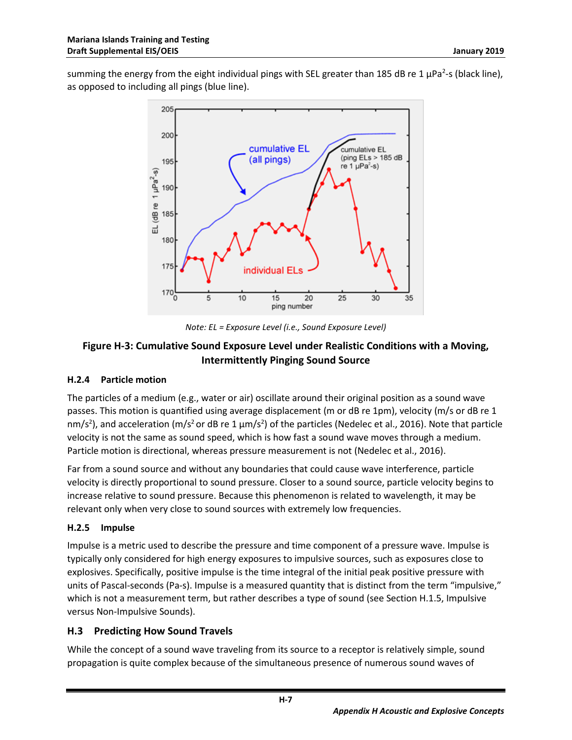summing the energy from the eight individual pings with SEL greater than 185 dB re 1 μPa$^2$-s (black line), as opposed to including all pings (blue line).

Note: EL = Exposure Level (i.e., Sound Exposure Level)

**Figure H-3: Cumulative Sound Exposure Level under Realistic Conditions with a Moving, Intermittently Pinging Sound Source**

### H.2.4 Particle motion

The particles of a medium (e.g., water or air) oscillate around their original position as a sound wave passes. This motion is quantified using average displacement (m or dB re 1pm), velocity (m/s or dB re 1 nm/s$^2$), and acceleration (m/s$^2$ or dB re 1 μm/s$^2$) of the particles (Nedelec et al., 2016). Note that particle velocity is not the same as sound speed, which is how fast a sound wave moves through a medium. Particle motion is directional, whereas pressure measurement is not (Nedelec et al., 2016).

Far from a sound source and without any boundaries that could cause wave interference, particle velocity is directly proportional to sound pressure. Closer to a sound source, particle velocity begins to increase relative to sound pressure. Because this phenomenon is related to wavelength, it may be relevant only when very close to sound sources with extremely low frequencies.

### H.2.5 Impulse

Impulse is a metric used to describe the pressure and time component of a pressure wave. Impulse is typically only considered for high energy exposures to impulsive sources, such as exposures close to explosives. Specifically, positive impulse is the time integral of the initial peak positive pressure with units of Pascal-seconds (Pa-s). Impulse is a measured quantity that is distinct from the term "impulsive," which is not a measurement term, but rather describes a type of sound (see Section H.1.5, Impulsive versus Non-Impulsive Sounds).

## H.3 Predicting How Sound Travels

While the concept of a sound wave traveling from its source to a receptor is relatively simple, sound propagation is quite complex because of the simultaneous presence of numerous sound waves of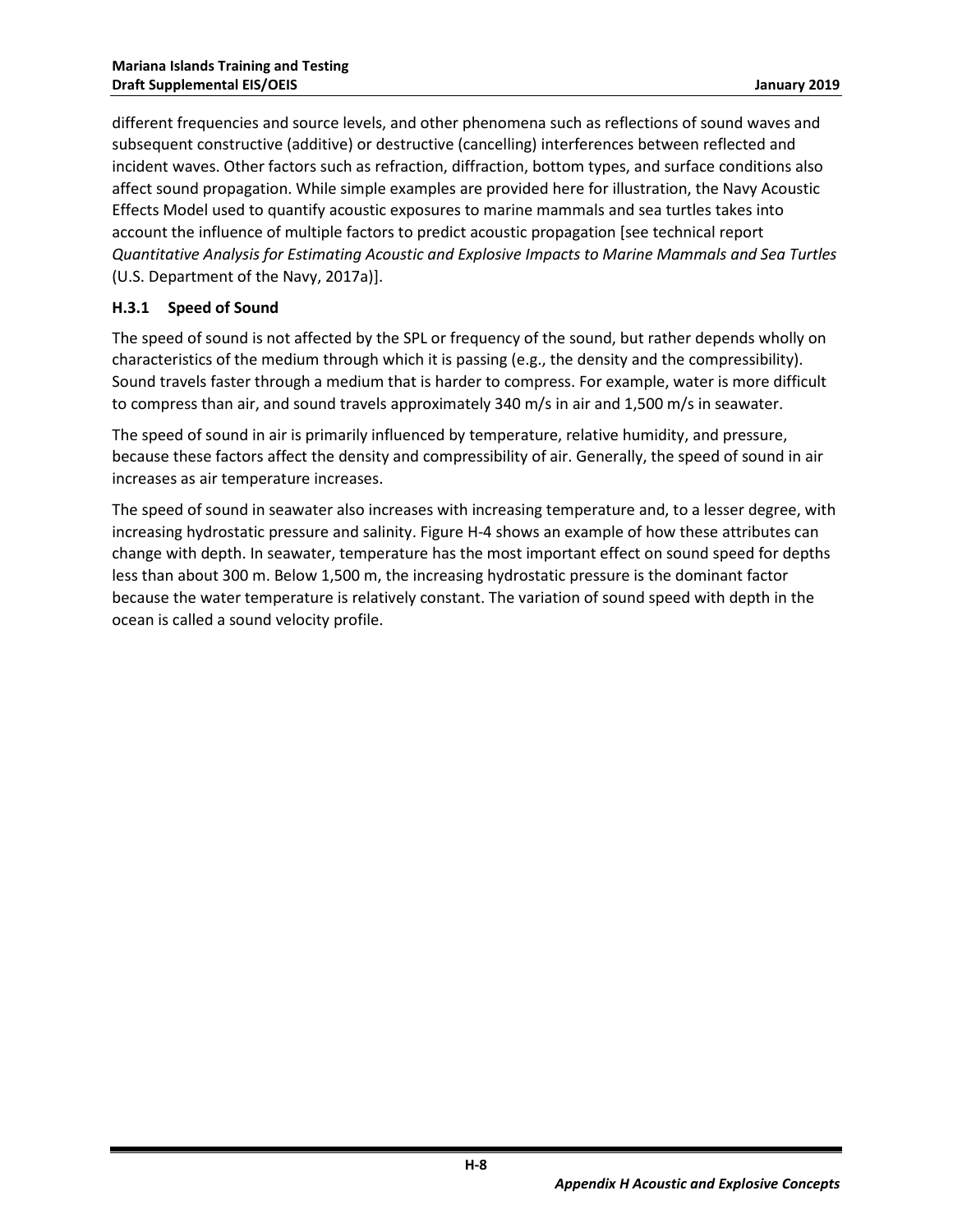different frequencies and source levels, and other phenomena such as reflections of sound waves and subsequent constructive (additive) or destructive (cancelling) interferences between reflected and incident waves. Other factors such as refraction, diffraction, bottom types, and surface conditions also affect sound propagation. While simple examples are provided here for illustration, the Navy Acoustic Effects Model used to quantify acoustic exposures to marine mammals and sea turtles takes into account the influence of multiple factors to predict acoustic propagation [see technical report *Quantitative Analysis for Estimating Acoustic and Explosive Impacts to Marine Mammals and Sea Turtles* (U.S. Department of the Navy, 2017a)].

### H.3.1 Speed of Sound

The speed of sound is not affected by the SPL or frequency of the sound, but rather depends wholly on characteristics of the medium through which it is passing (e.g., the density and the compressibility). Sound travels faster through a medium that is harder to compress. For example, water is more difficult to compress than air, and sound travels approximately 340 m/s in air and 1,500 m/s in seawater.

The speed of sound in air is primarily influenced by temperature, relative humidity, and pressure, because these factors affect the density and compressibility of air. Generally, the speed of sound in air increases as air temperature increases.

The speed of sound in seawater also increases with increasing temperature and, to a lesser degree, with increasing hydrostatic pressure and salinity. Figure H-4 shows an example of how these attributes can change with depth. In seawater, temperature has the most important effect on sound speed for depths less than about 300 m. Below 1,500 m, the increasing hydrostatic pressure is the dominant factor because the water temperature is relatively constant. The variation of sound speed with depth in the ocean is called a sound velocity profile.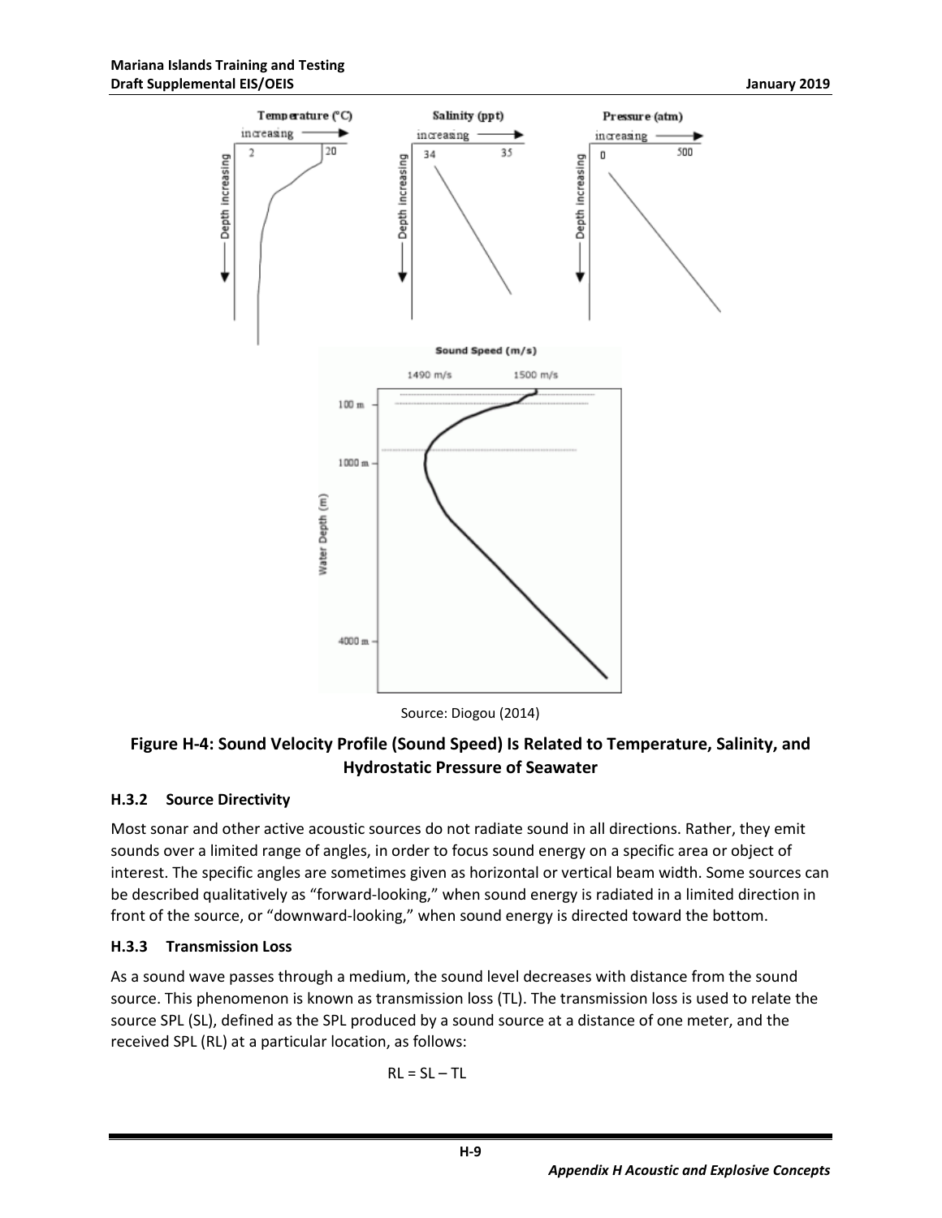Source: Diogou (2014)

**Figure H-4: Sound Velocity Profile (Sound Speed) Is Related to Temperature, Salinity, and Hydrostatic Pressure of Seawater**

### H.3.2 Source Directivity

Most sonar and other active acoustic sources do not radiate sound in all directions. Rather, they emit sounds over a limited range of angles, in order to focus sound energy on a specific area or object of interest. The specific angles are sometimes given as horizontal or vertical beam width. Some sources can be described qualitatively as "forward-looking," when sound energy is radiated in a limited direction in front of the source, or "downward-looking," when sound energy is directed toward the bottom.

### H.3.3 Transmission Loss

As a sound wave passes through a medium, the sound level decreases with distance from the sound source. This phenomenon is known as transmission loss (TL). The transmission loss is used to relate the source SPL (SL), defined as the SPL produced by a sound source at a distance of one meter, and the received SPL (RL) at a particular location, as follows:

$$RL = SL - TL$$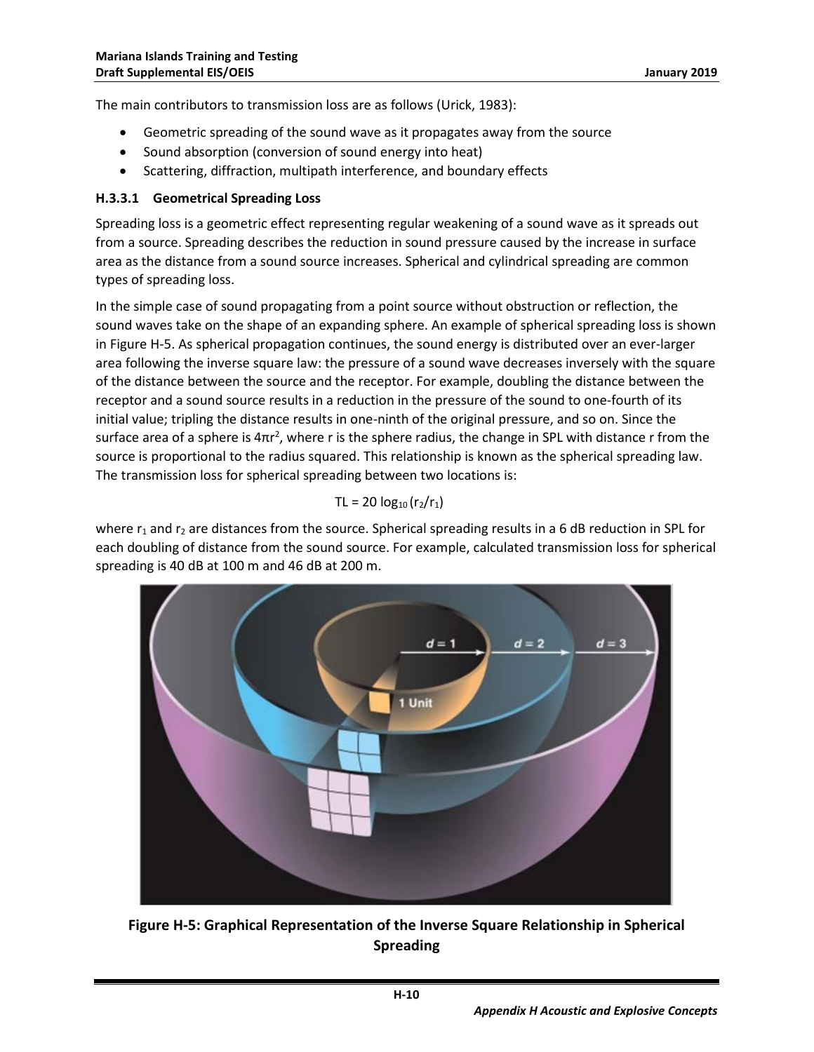The main contributors to transmission loss are as follows (Urick, 1983):

- Geometric spreading of the sound wave as it propagates away from the source
- Sound absorption (conversion of sound energy into heat)
- Scattering, diffraction, multipath interference, and boundary effects

#### H.3.3.1 Geometrical Spreading Loss

Spreading loss is a geometric effect representing regular weakening of a sound wave as it spreads out from a source. Spreading describes the reduction in sound pressure caused by the increase in surface area as the distance from a sound source increases. Spherical and cylindrical spreading are common types of spreading loss.

In the simple case of sound propagating from a point source without obstruction or reflection, the sound waves take on the shape of an expanding sphere. An example of spherical spreading loss is shown in Figure H-5. As spherical propagation continues, the sound energy is distributed over an ever-larger area following the inverse square law: the pressure of a sound wave decreases inversely with the square of the distance between the source and the receptor. For example, doubling the distance between the receptor and a sound source results in a reduction in the pressure of the sound to one-fourth of its initial value; tripling the distance results in one-ninth of the original pressure, and so on. Since the surface area of a sphere is $4\pi r^2$, where r is the sphere radius, the change in SPL with distance r from the source is proportional to the radius squared. This relationship is known as the spherical spreading law. The transmission loss for spherical spreading between two locations is:

$$TL = 20 \log_{10}(r_2/r_1)$$

where $r_1$ and $r_2$ are distances from the source. Spherical spreading results in a 6 dB reduction in SPL for each doubling of distance from the sound source. For example, calculated transmission loss for spherical spreading is 40 dB at 100 m and 46 dB at 200 m.

**Figure H-5: Graphical Representation of the Inverse Square Relationship in Spherical Spreading**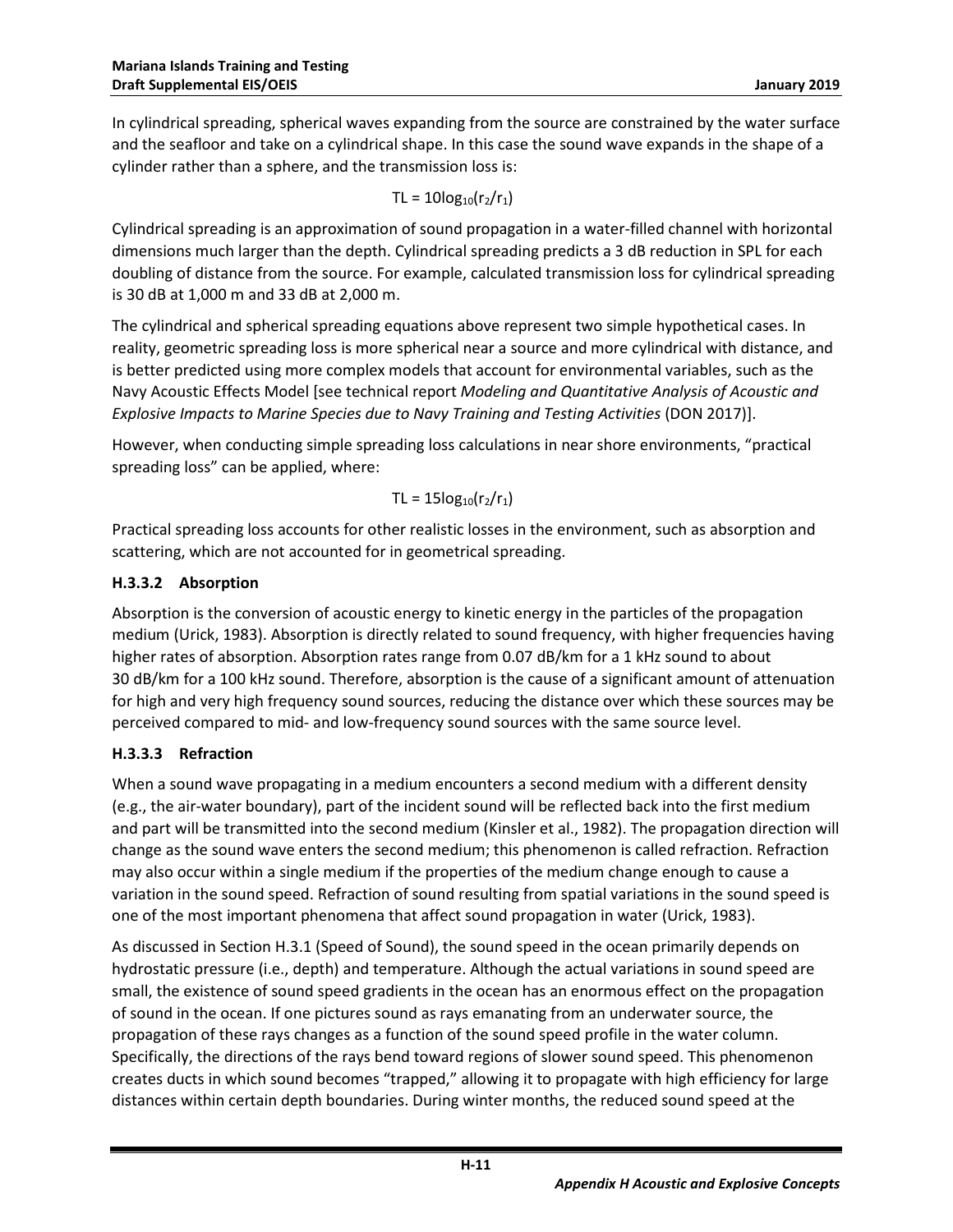In cylindrical spreading, spherical waves expanding from the source are constrained by the water surface and the seafloor and take on a cylindrical shape. In this case the sound wave expands in the shape of a cylinder rather than a sphere, and the transmission loss is:

$$TL = 10\log_{10}(r_2/r_1)$$

Cylindrical spreading is an approximation of sound propagation in a water-filled channel with horizontal dimensions much larger than the depth. Cylindrical spreading predicts a 3 dB reduction in SPL for each doubling of distance from the source. For example, calculated transmission loss for cylindrical spreading is 30 dB at 1,000 m and 33 dB at 2,000 m.

The cylindrical and spherical spreading equations above represent two simple hypothetical cases. In reality, geometric spreading loss is more spherical near a source and more cylindrical with distance, and is better predicted using more complex models that account for environmental variables, such as the Navy Acoustic Effects Model [see technical report *Modeling and Quantitative Analysis of Acoustic and Explosive Impacts to Marine Species due to Navy Training and Testing Activities* (DON 2017)].

However, when conducting simple spreading loss calculations in near shore environments, "practical spreading loss" can be applied, where:

$$TL = 15\log_{10}(r_2/r_1)$$

Practical spreading loss accounts for other realistic losses in the environment, such as absorption and scattering, which are not accounted for in geometrical spreading.

#### H.3.3.2 Absorption

Absorption is the conversion of acoustic energy to kinetic energy in the particles of the propagation medium (Urick, 1983). Absorption is directly related to sound frequency, with higher frequencies having higher rates of absorption. Absorption rates range from 0.07 dB/km for a 1 kHz sound to about 30 dB/km for a 100 kHz sound. Therefore, absorption is the cause of a significant amount of attenuation for high and very high frequency sound sources, reducing the distance over which these sources may be perceived compared to mid- and low-frequency sound sources with the same source level.

#### H.3.3.3 Refraction

When a sound wave propagating in a medium encounters a second medium with a different density (e.g., the air-water boundary), part of the incident sound will be reflected back into the first medium and part will be transmitted into the second medium (Kinsler et al., 1982). The propagation direction will change as the sound wave enters the second medium; this phenomenon is called refraction. Refraction may also occur within a single medium if the properties of the medium change enough to cause a variation in the sound speed. Refraction of sound resulting from spatial variations in the sound speed is one of the most important phenomena that affect sound propagation in water (Urick, 1983).

As discussed in Section H.3.1 (Speed of Sound), the sound speed in the ocean primarily depends on hydrostatic pressure (i.e., depth) and temperature. Although the actual variations in sound speed are small, the existence of sound speed gradients in the ocean has an enormous effect on the propagation of sound in the ocean. If one pictures sound as rays emanating from an underwater source, the propagation of these rays changes as a function of the sound speed profile in the water column. Specifically, the directions of the rays bend toward regions of slower sound speed. This phenomenon creates ducts in which sound becomes "trapped," allowing it to propagate with high efficiency for large distances within certain depth boundaries. During winter months, the reduced sound speed at the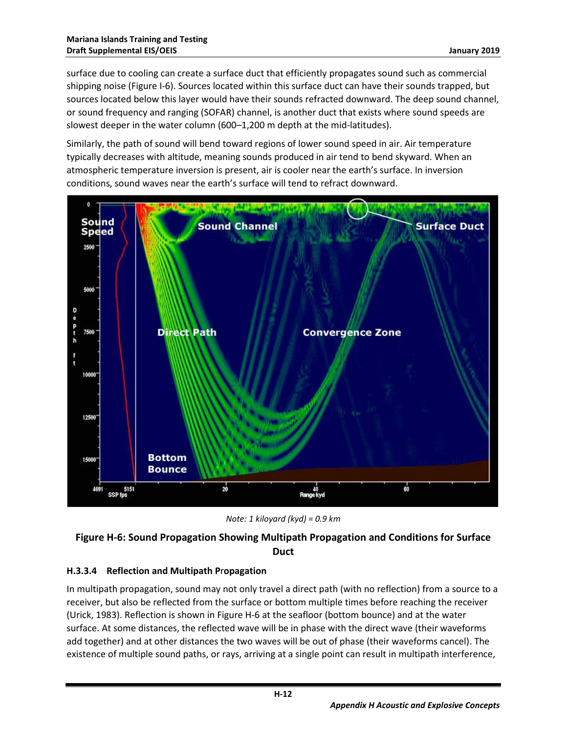surface due to cooling can create a surface duct that efficiently propagates sound such as commercial shipping noise (Figure I-6). Sources located within this surface duct can have their sounds trapped, but sources located below this layer would have their sounds refracted downward. The deep sound channel, or sound frequency and ranging (SOFAR) channel, is another duct that exists where sound speeds are slowest deeper in the water column (600–1,200 m depth at the mid-latitudes).

Similarly, the path of sound will bend toward regions of lower sound speed in air. Air temperature typically decreases with altitude, meaning sounds produced in air tend to bend skyward. When an atmospheric temperature inversion is present, air is cooler near the earth's surface. In inversion conditions, sound waves near the earth's surface will tend to refract downward.

*Note: 1 kiloyard (kyd) = 0.9 km*

**Figure H-6: Sound Propagation Showing Multipath Propagation and Conditions for Surface Duct**

### H.3.3.4 Reflection and Multipath Propagation

In multipath propagation, sound may not only travel a direct path (with no reflection) from a source to a receiver, but also be reflected from the surface or bottom multiple times before reaching the receiver (Urick, 1983). Reflection is shown in Figure H-6 at the seafloor (bottom bounce) and at the water surface. At some distances, the reflected wave will be in phase with the direct wave (their waveforms add together) and at other distances the two waves will be out of phase (their waveforms cancel). The existence of multiple sound paths, or rays, arriving at a single point can result in multipath interference,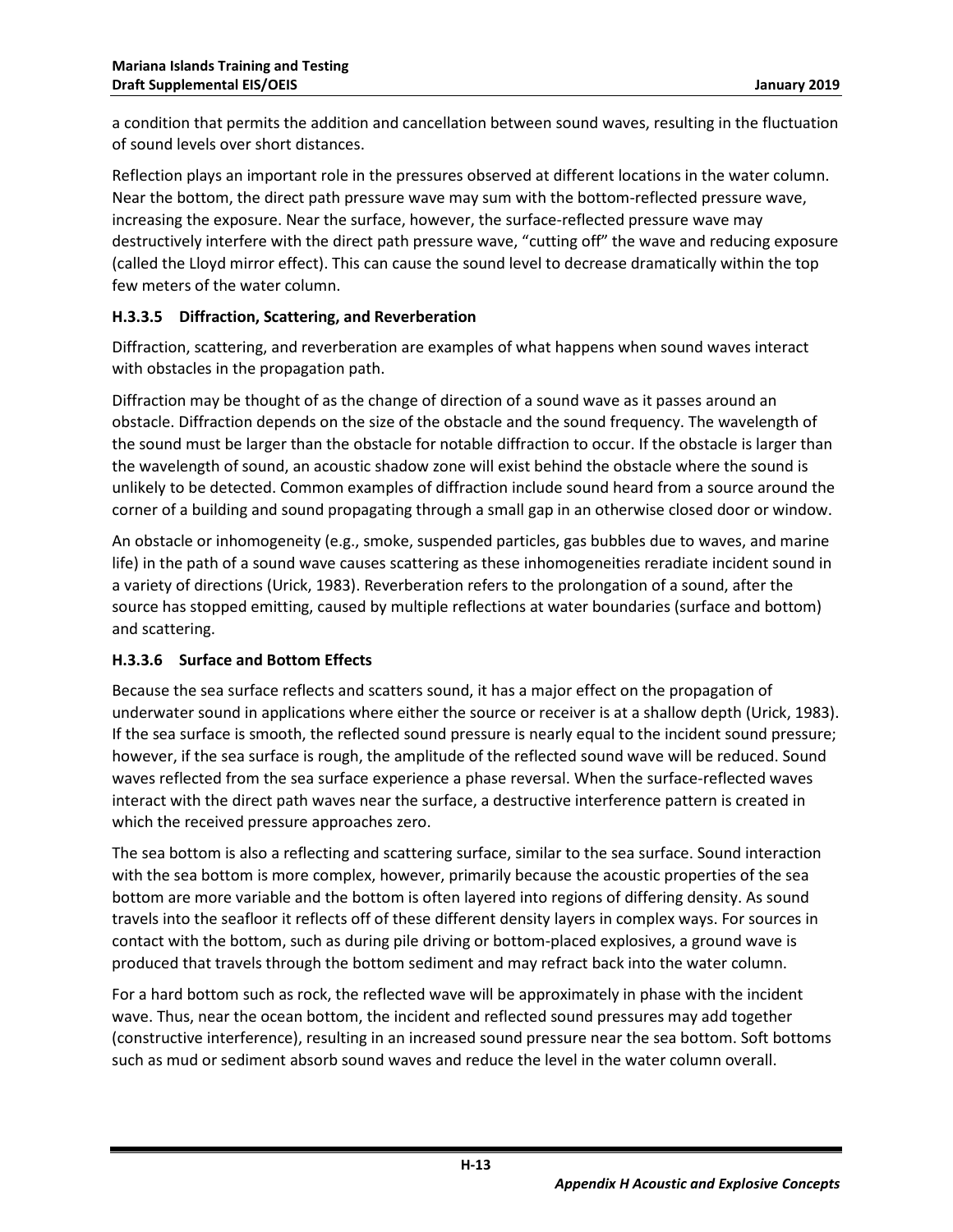a condition that permits the addition and cancellation between sound waves, resulting in the fluctuation of sound levels over short distances.

Reflection plays an important role in the pressures observed at different locations in the water column. Near the bottom, the direct path pressure wave may sum with the bottom-reflected pressure wave, increasing the exposure. Near the surface, however, the surface-reflected pressure wave may destructively interfere with the direct path pressure wave, "cutting off" the wave and reducing exposure (called the Lloyd mirror effect). This can cause the sound level to decrease dramatically within the top few meters of the water column.

### H.3.3.5 Diffraction, Scattering, and Reverberation

Diffraction, scattering, and reverberation are examples of what happens when sound waves interact with obstacles in the propagation path.

Diffraction may be thought of as the change of direction of a sound wave as it passes around an obstacle. Diffraction depends on the size of the obstacle and the sound frequency. The wavelength of the sound must be larger than the obstacle for notable diffraction to occur. If the obstacle is larger than the wavelength of sound, an acoustic shadow zone will exist behind the obstacle where the sound is unlikely to be detected. Common examples of diffraction include sound heard from a source around the corner of a building and sound propagating through a small gap in an otherwise closed door or window.

An obstacle or inhomogeneity (e.g., smoke, suspended particles, gas bubbles due to waves, and marine life) in the path of a sound wave causes scattering as these inhomogeneities reradiate incident sound in a variety of directions (Urick, 1983). Reverberation refers to the prolongation of a sound, after the source has stopped emitting, caused by multiple reflections at water boundaries (surface and bottom) and scattering.

### H.3.3.6 Surface and Bottom Effects

Because the sea surface reflects and scatters sound, it has a major effect on the propagation of underwater sound in applications where either the source or receiver is at a shallow depth (Urick, 1983). If the sea surface is smooth, the reflected sound pressure is nearly equal to the incident sound pressure; however, if the sea surface is rough, the amplitude of the reflected sound wave will be reduced. Sound waves reflected from the sea surface experience a phase reversal. When the surface-reflected waves interact with the direct path waves near the surface, a destructive interference pattern is created in which the received pressure approaches zero.

The sea bottom is also a reflecting and scattering surface, similar to the sea surface. Sound interaction with the sea bottom is more complex, however, primarily because the acoustic properties of the sea bottom are more variable and the bottom is often layered into regions of differing density. As sound travels into the seafloor it reflects off of these different density layers in complex ways. For sources in contact with the bottom, such as during pile driving or bottom-placed explosives, a ground wave is produced that travels through the bottom sediment and may refract back into the water column.

For a hard bottom such as rock, the reflected wave will be approximately in phase with the incident wave. Thus, near the ocean bottom, the incident and reflected sound pressures may add together (constructive interference), resulting in an increased sound pressure near the sea bottom. Soft bottoms such as mud or sediment absorb sound waves and reduce the level in the water column overall.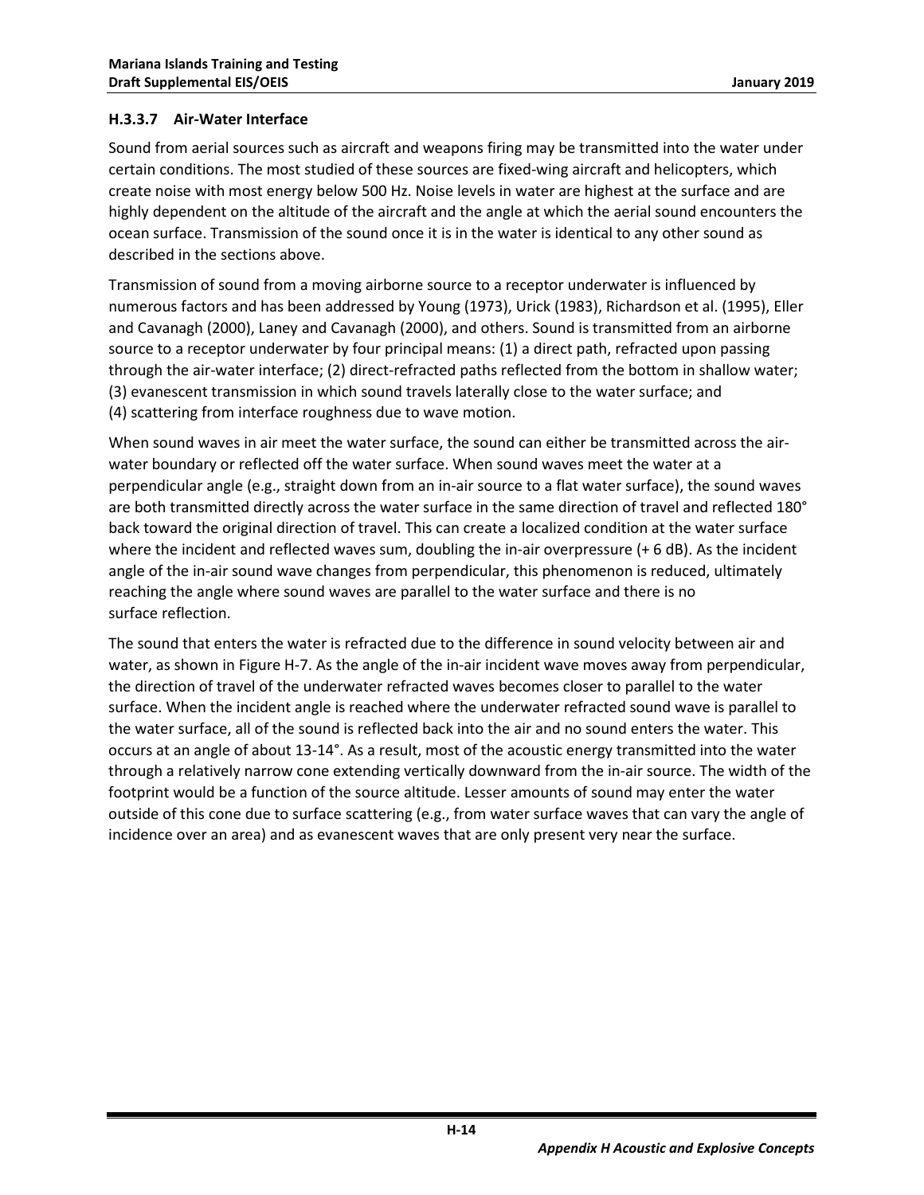### H.3.3.7 Air-Water Interface

Sound from aerial sources such as aircraft and weapons firing may be transmitted into the water under certain conditions. The most studied of these sources are fixed-wing aircraft and helicopters, which create noise with most energy below 500 Hz. Noise levels in water are highest at the surface and are highly dependent on the altitude of the aircraft and the angle at which the aerial sound encounters the ocean surface. Transmission of the sound once it is in the water is identical to any other sound as described in the sections above.

Transmission of sound from a moving airborne source to a receptor underwater is influenced by numerous factors and has been addressed by Young (1973), Urick (1983), Richardson et al. (1995), Eller and Cavanagh (2000), Laney and Cavanagh (2000), and others. Sound is transmitted from an airborne source to a receptor underwater by four principal means: (1) a direct path, refracted upon passing through the air-water interface; (2) direct-refracted paths reflected from the bottom in shallow water; (3) evanescent transmission in which sound travels laterally close to the water surface; and (4) scattering from interface roughness due to wave motion.

When sound waves in air meet the water surface, the sound can either be transmitted across the air-water boundary or reflected off the water surface. When sound waves meet the water at a perpendicular angle (e.g., straight down from an in-air source to a flat water surface), the sound waves are both transmitted directly across the water surface in the same direction of travel and reflected 180° back toward the original direction of travel. This can create a localized condition at the water surface where the incident and reflected waves sum, doubling the in-air overpressure (+ 6 dB). As the incident angle of the in-air sound wave changes from perpendicular, this phenomenon is reduced, ultimately reaching the angle where sound waves are parallel to the water surface and there is no surface reflection.

The sound that enters the water is refracted due to the difference in sound velocity between air and water, as shown in Figure H-7. As the angle of the in-air incident wave moves away from perpendicular, the direction of travel of the underwater refracted waves becomes closer to parallel to the water surface. When the incident angle is reached where the underwater refracted sound wave is parallel to the water surface, all of the sound is reflected back into the air and no sound enters the water. This occurs at an angle of about 13-14°. As a result, most of the acoustic energy transmitted into the water through a relatively narrow cone extending vertically downward from the in-air source. The width of the footprint would be a function of the source altitude. Lesser amounts of sound may enter the water outside of this cone due to surface scattering (e.g., from water surface waves that can vary the angle of incidence over an area) and as evanescent waves that are only present very near the surface.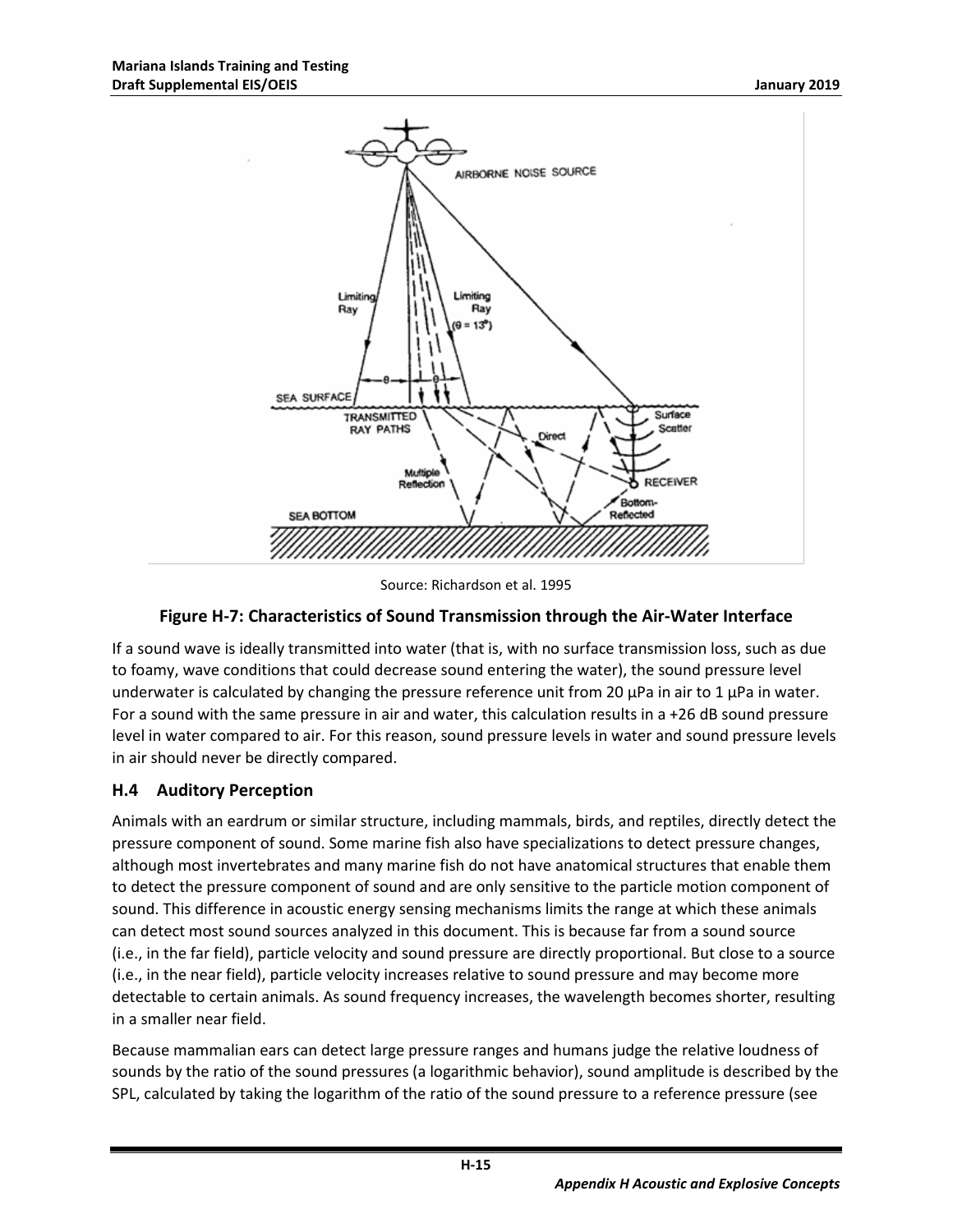Source: Richardson et al. 1995

**Figure H-7: Characteristics of Sound Transmission through the Air-Water Interface**

If a sound wave is ideally transmitted into water (that is, with no surface transmission loss, such as due to foamy, wave conditions that could decrease sound entering the water), the sound pressure level underwater is calculated by changing the pressure reference unit from 20 µPa in air to 1 µPa in water. For a sound with the same pressure in air and water, this calculation results in a +26 dB sound pressure level in water compared to air. For this reason, sound pressure levels in water and sound pressure levels in air should never be directly compared.

## H.4 Auditory Perception

Animals with an eardrum or similar structure, including mammals, birds, and reptiles, directly detect the pressure component of sound. Some marine fish also have specializations to detect pressure changes, although most invertebrates and many marine fish do not have anatomical structures that enable them to detect the pressure component of sound and are only sensitive to the particle motion component of sound. This difference in acoustic energy sensing mechanisms limits the range at which these animals can detect most sound sources analyzed in this document. This is because far from a sound source (i.e., in the far field), particle velocity and sound pressure are directly proportional. But close to a source (i.e., in the near field), particle velocity increases relative to sound pressure and may become more detectable to certain animals. As sound frequency increases, the wavelength becomes shorter, resulting in a smaller near field.

Because mammalian ears can detect large pressure ranges and humans judge the relative loudness of sounds by the ratio of the sound pressures (a logarithmic behavior), sound amplitude is described by the SPL, calculated by taking the logarithm of the ratio of the sound pressure to a reference pressure (see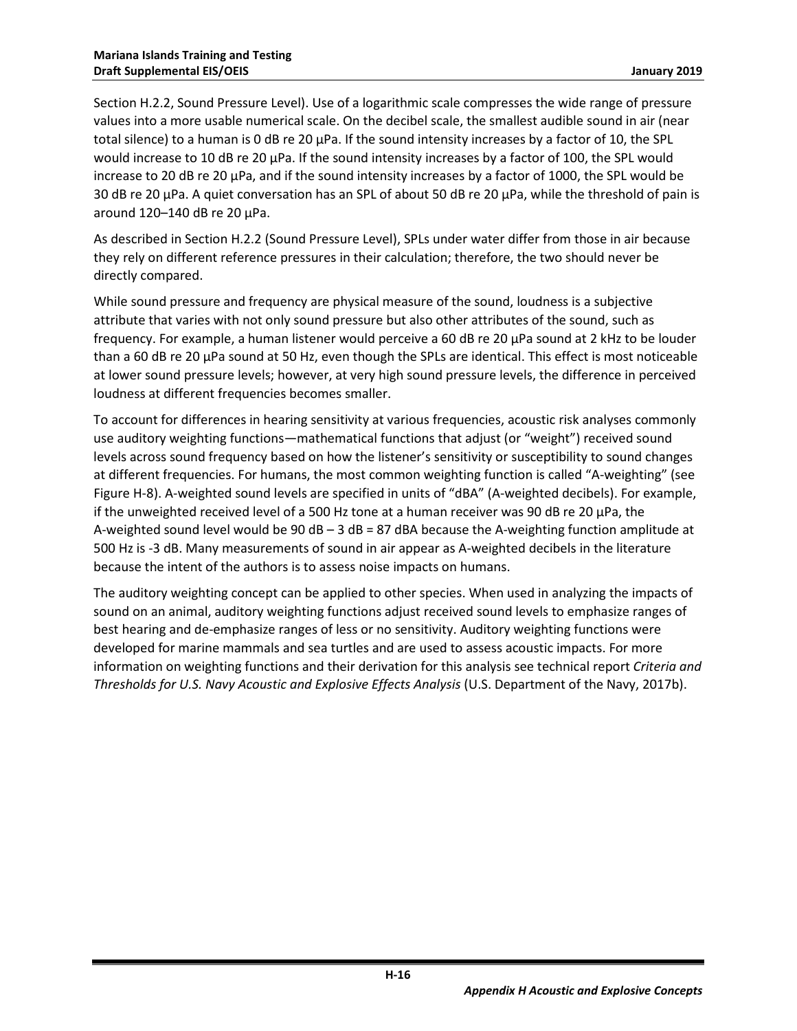Section H.2.2, Sound Pressure Level). Use of a logarithmic scale compresses the wide range of pressure values into a more usable numerical scale. On the decibel scale, the smallest audible sound in air (near total silence) to a human is 0 dB re 20 µPa. If the sound intensity increases by a factor of 10, the SPL would increase to 10 dB re 20 µPa. If the sound intensity increases by a factor of 100, the SPL would increase to 20 dB re 20 µPa, and if the sound intensity increases by a factor of 1000, the SPL would be 30 dB re 20 µPa. A quiet conversation has an SPL of about 50 dB re 20 µPa, while the threshold of pain is around 120–140 dB re 20 µPa.

As described in Section H.2.2 (Sound Pressure Level), SPLs under water differ from those in air because they rely on different reference pressures in their calculation; therefore, the two should never be directly compared.

While sound pressure and frequency are physical measure of the sound, loudness is a subjective attribute that varies with not only sound pressure but also other attributes of the sound, such as frequency. For example, a human listener would perceive a 60 dB re 20 µPa sound at 2 kHz to be louder than a 60 dB re 20 µPa sound at 50 Hz, even though the SPLs are identical. This effect is most noticeable at lower sound pressure levels; however, at very high sound pressure levels, the difference in perceived loudness at different frequencies becomes smaller.

To account for differences in hearing sensitivity at various frequencies, acoustic risk analyses commonly use auditory weighting functions—mathematical functions that adjust (or "weight") received sound levels across sound frequency based on how the listener's sensitivity or susceptibility to sound changes at different frequencies. For humans, the most common weighting function is called "A-weighting" (see Figure H-8). A-weighted sound levels are specified in units of "dBA" (A-weighted decibels). For example, if the unweighted received level of a 500 Hz tone at a human receiver was 90 dB re 20 µPa, the A-weighted sound level would be 90 dB – 3 dB = 87 dBA because the A-weighting function amplitude at 500 Hz is -3 dB. Many measurements of sound in air appear as A-weighted decibels in the literature because the intent of the authors is to assess noise impacts on humans.

The auditory weighting concept can be applied to other species. When used in analyzing the impacts of sound on an animal, auditory weighting functions adjust received sound levels to emphasize ranges of best hearing and de-emphasize ranges of less or no sensitivity. Auditory weighting functions were developed for marine mammals and sea turtles and are used to assess acoustic impacts. For more information on weighting functions and their derivation for this analysis see technical report *Criteria and Thresholds for U.S. Navy Acoustic and Explosive Effects Analysis* (U.S. Department of the Navy, 2017b).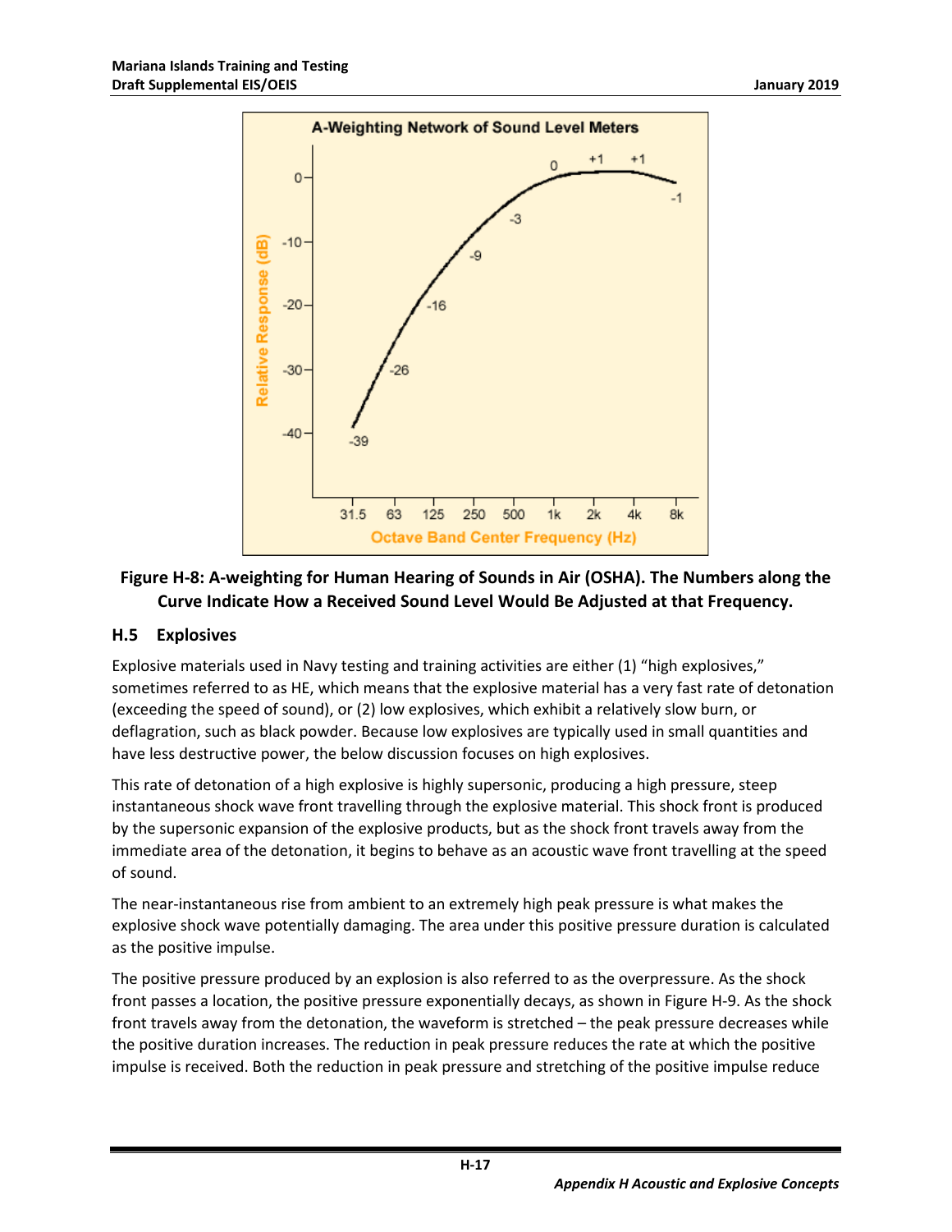**Figure H-8: A-weighting for Human Hearing of Sounds in Air (OSHA). The Numbers along the Curve Indicate How a Received Sound Level Would Be Adjusted at that Frequency.**

## H.5 Explosives

Explosive materials used in Navy testing and training activities are either (1) "high explosives," sometimes referred to as HE, which means that the explosive material has a very fast rate of detonation (exceeding the speed of sound), or (2) low explosives, which exhibit a relatively slow burn, or deflagration, such as black powder. Because low explosives are typically used in small quantities and have less destructive power, the below discussion focuses on high explosives.

This rate of detonation of a high explosive is highly supersonic, producing a high pressure, steep instantaneous shock wave front travelling through the explosive material. This shock front is produced by the supersonic expansion of the explosive products, but as the shock front travels away from the immediate area of the detonation, it begins to behave as an acoustic wave front travelling at the speed of sound.

The near-instantaneous rise from ambient to an extremely high peak pressure is what makes the explosive shock wave potentially damaging. The area under this positive pressure duration is calculated as the positive impulse.

The positive pressure produced by an explosion is also referred to as the overpressure. As the shock front passes a location, the positive pressure exponentially decays, as shown in Figure H-9. As the shock front travels away from the detonation, the waveform is stretched – the peak pressure decreases while the positive duration increases. The reduction in peak pressure reduces the rate at which the positive impulse is received. Both the reduction in peak pressure and stretching of the positive impulse reduce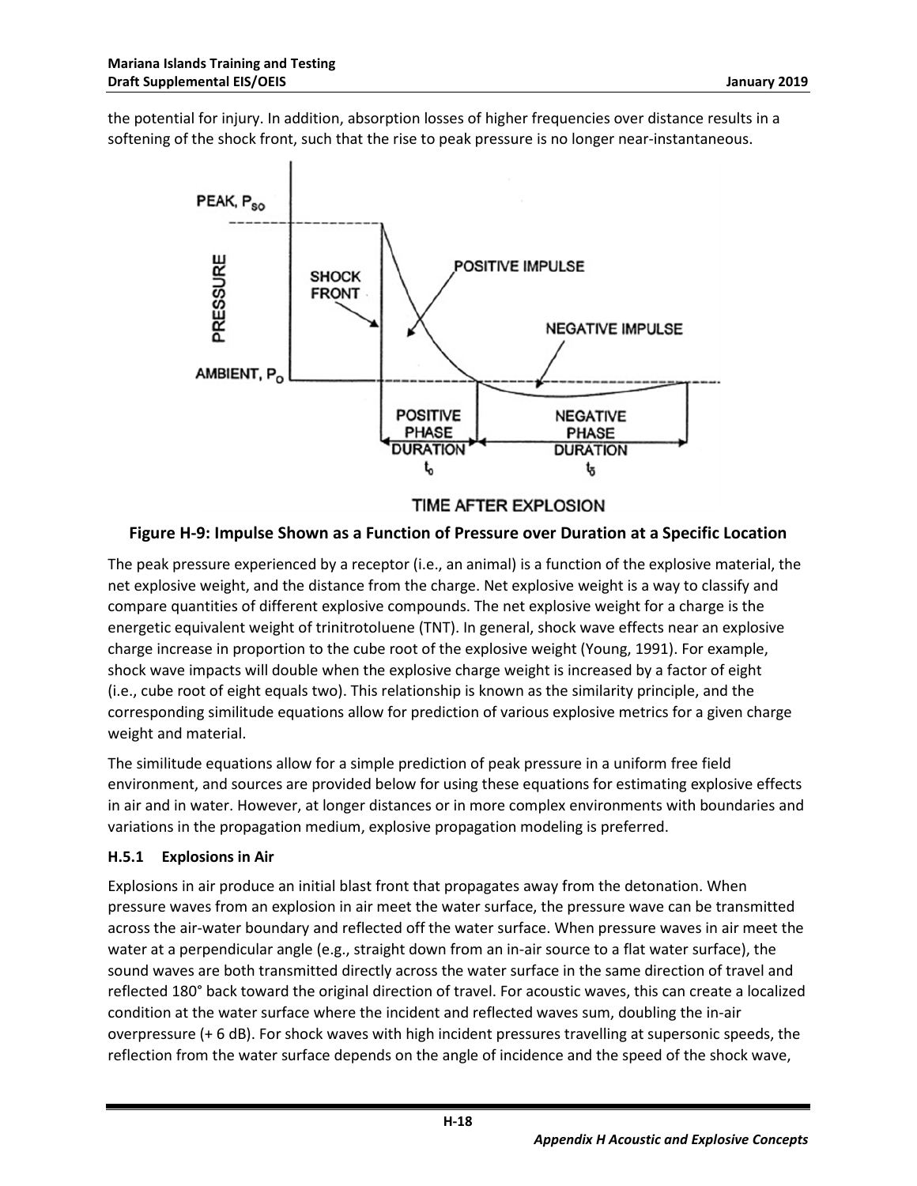the potential for injury. In addition, absorption losses of higher frequencies over distance results in a softening of the shock front, such that the rise to peak pressure is no longer near-instantaneous.

**Figure H-9: Impulse Shown as a Function of Pressure over Duration at a Specific Location**

The peak pressure experienced by a receptor (i.e., an animal) is a function of the explosive material, the net explosive weight, and the distance from the charge. Net explosive weight is a way to classify and compare quantities of different explosive compounds. The net explosive weight for a charge is the energetic equivalent weight of trinitrotoluene (TNT). In general, shock wave effects near an explosive charge increase in proportion to the cube root of the explosive weight (Young, 1991). For example, shock wave impacts will double when the explosive charge weight is increased by a factor of eight (i.e., cube root of eight equals two). This relationship is known as the similarity principle, and the corresponding similitude equations allow for prediction of various explosive metrics for a given charge weight and material.

The similitude equations allow for a simple prediction of peak pressure in a uniform free field environment, and sources are provided below for using these equations for estimating explosive effects in air and in water. However, at longer distances or in more complex environments with boundaries and variations in the propagation medium, explosive propagation modeling is preferred.

### H.5.1 Explosions in Air

Explosions in air produce an initial blast front that propagates away from the detonation. When pressure waves from an explosion in air meet the water surface, the pressure wave can be transmitted across the air-water boundary and reflected off the water surface. When pressure waves in air meet the water at a perpendicular angle (e.g., straight down from an in-air source to a flat water surface), the sound waves are both transmitted directly across the water surface in the same direction of travel and reflected 180° back toward the original direction of travel. For acoustic waves, this can create a localized condition at the water surface where the incident and reflected waves sum, doubling the in-air overpressure (+ 6 dB). For shock waves with high incident pressures travelling at supersonic speeds, the reflection from the water surface depends on the angle of incidence and the speed of the shock wave,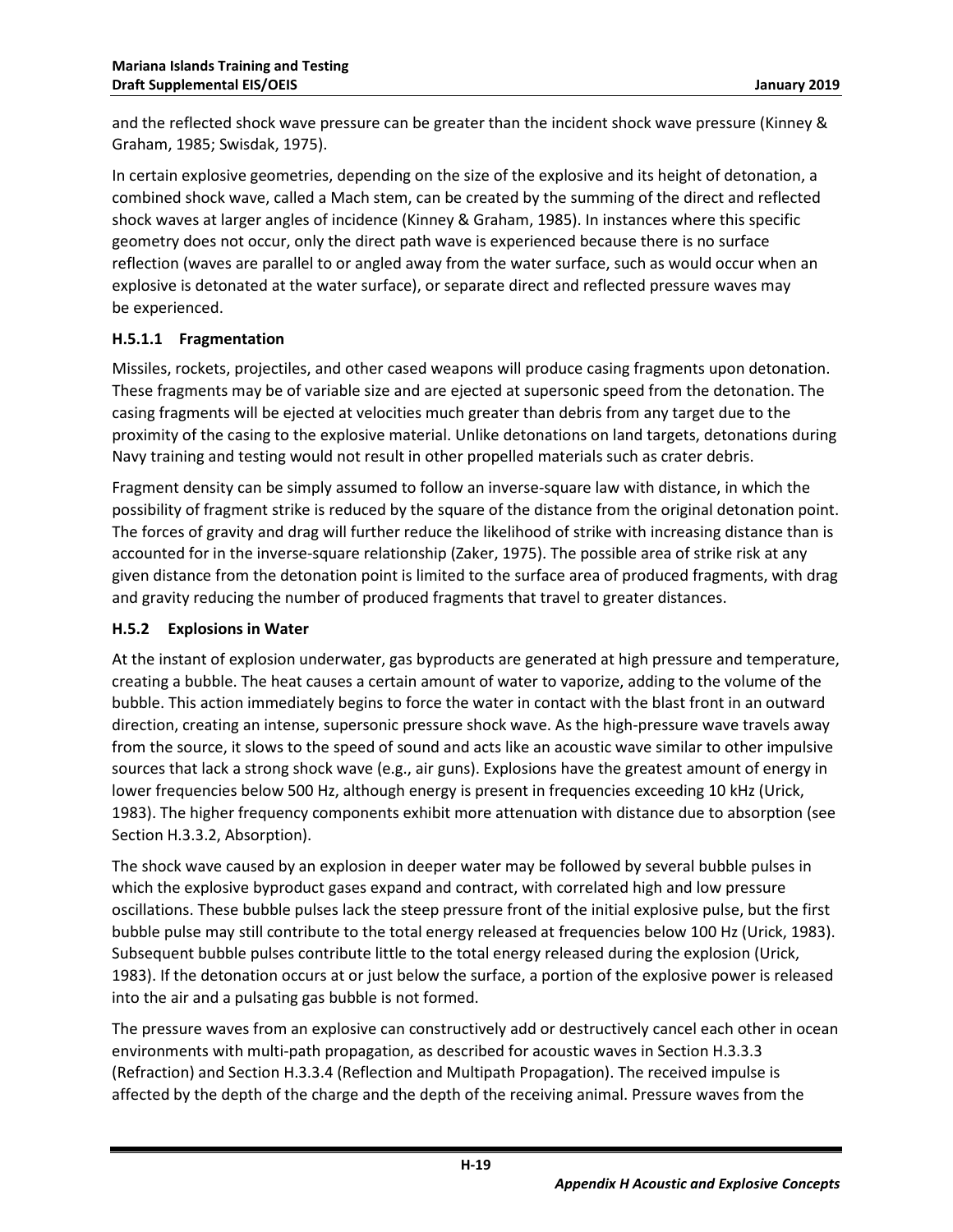and the reflected shock wave pressure can be greater than the incident shock wave pressure (Kinney & Graham, 1985; Swisdak, 1975).

In certain explosive geometries, depending on the size of the explosive and its height of detonation, a combined shock wave, called a Mach stem, can be created by the summing of the direct and reflected shock waves at larger angles of incidence (Kinney & Graham, 1985). In instances where this specific geometry does not occur, only the direct path wave is experienced because there is no surface reflection (waves are parallel to or angled away from the water surface, such as would occur when an explosive is detonated at the water surface), or separate direct and reflected pressure waves may be experienced.

#### H.5.1.1 Fragmentation

Missiles, rockets, projectiles, and other cased weapons will produce casing fragments upon detonation. These fragments may be of variable size and are ejected at supersonic speed from the detonation. The casing fragments will be ejected at velocities much greater than debris from any target due to the proximity of the casing to the explosive material. Unlike detonations on land targets, detonations during Navy training and testing would not result in other propelled materials such as crater debris.

Fragment density can be simply assumed to follow an inverse-square law with distance, in which the possibility of fragment strike is reduced by the square of the distance from the original detonation point. The forces of gravity and drag will further reduce the likelihood of strike with increasing distance than is accounted for in the inverse-square relationship (Zaker, 1975). The possible area of strike risk at any given distance from the detonation point is limited to the surface area of produced fragments, with drag and gravity reducing the number of produced fragments that travel to greater distances.

### H.5.2 Explosions in Water

At the instant of explosion underwater, gas byproducts are generated at high pressure and temperature, creating a bubble. The heat causes a certain amount of water to vaporize, adding to the volume of the bubble. This action immediately begins to force the water in contact with the blast front in an outward direction, creating an intense, supersonic pressure shock wave. As the high-pressure wave travels away from the source, it slows to the speed of sound and acts like an acoustic wave similar to other impulsive sources that lack a strong shock wave (e.g., air guns). Explosions have the greatest amount of energy in lower frequencies below 500 Hz, although energy is present in frequencies exceeding 10 kHz (Urick, 1983). The higher frequency components exhibit more attenuation with distance due to absorption (see Section H.3.3.2, Absorption).

The shock wave caused by an explosion in deeper water may be followed by several bubble pulses in which the explosive byproduct gases expand and contract, with correlated high and low pressure oscillations. These bubble pulses lack the steep pressure front of the initial explosive pulse, but the first bubble pulse may still contribute to the total energy released at frequencies below 100 Hz (Urick, 1983). Subsequent bubble pulses contribute little to the total energy released during the explosion (Urick, 1983). If the detonation occurs at or just below the surface, a portion of the explosive power is released into the air and a pulsating gas bubble is not formed.

The pressure waves from an explosive can constructively add or destructively cancel each other in ocean environments with multi-path propagation, as described for acoustic waves in Section H.3.3.3 (Refraction) and Section H.3.3.4 (Reflection and Multipath Propagation). The received impulse is affected by the depth of the charge and the depth of the receiving animal. Pressure waves from the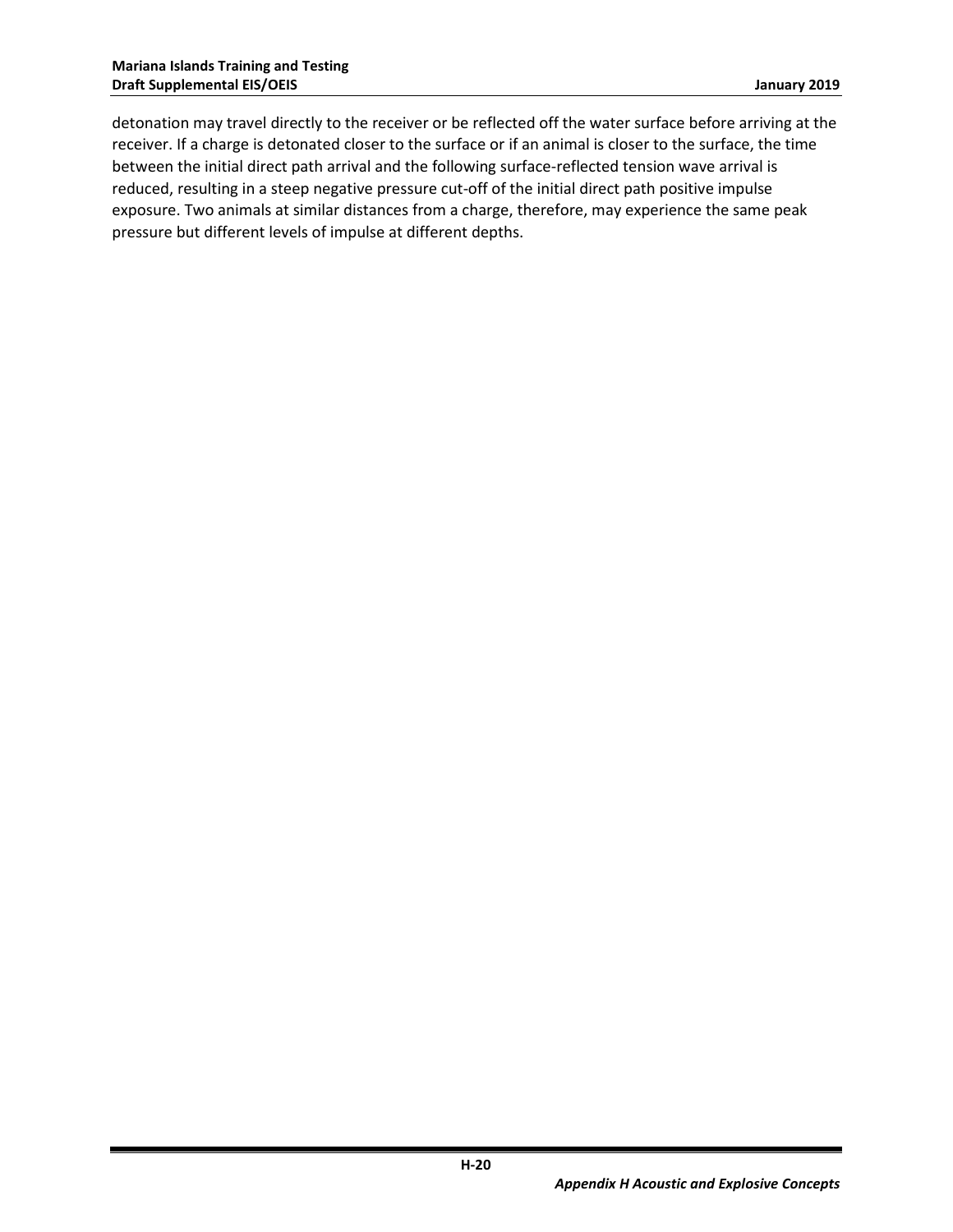detonation may travel directly to the receiver or be reflected off the water surface before arriving at the receiver. If a charge is detonated closer to the surface or if an animal is closer to the surface, the time between the initial direct path arrival and the following surface-reflected tension wave arrival is reduced, resulting in a steep negative pressure cut-off of the initial direct path positive impulse exposure. Two animals at similar distances from a charge, therefore, may experience the same peak pressure but different levels of impulse at different depths.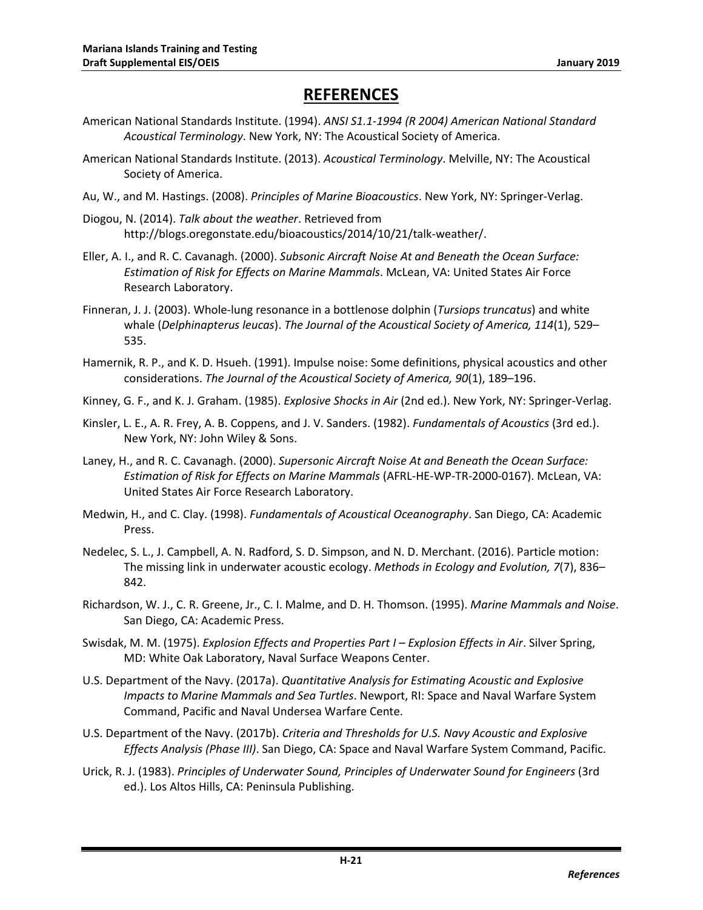# REFERENCES

American National Standards Institute. (1994). *ANSI S1.1-1994 (R 2004) American National Standard Acoustical Terminology*. New York, NY: The Acoustical Society of America.

American National Standards Institute. (2013). *Acoustical Terminology*. Melville, NY: The Acoustical Society of America.

Au, W., and M. Hastings. (2008). *Principles of Marine Bioacoustics*. New York, NY: Springer-Verlag.

Diogou, N. (2014). *Talk about the weather*. Retrieved from http://blogs.oregonstate.edu/bioacoustics/2014/10/21/talk-weather/.

Eller, A. I., and R. C. Cavanagh. (2000). *Subsonic Aircraft Noise At and Beneath the Ocean Surface: Estimation of Risk for Effects on Marine Mammals*. McLean, VA: United States Air Force Research Laboratory.

Finneran, J. J. (2003). Whole-lung resonance in a bottlenose dolphin (*Tursiops truncatus*) and white whale (*Delphinapterus leucas*). *The Journal of the Acoustical Society of America, 114*(1), 529–535.

Hamernik, R. P., and K. D. Hsueh. (1991). Impulse noise: Some definitions, physical acoustics and other considerations. *The Journal of the Acoustical Society of America, 90*(1), 189–196.

Kinney, G. F., and K. J. Graham. (1985). *Explosive Shocks in Air* (2nd ed.). New York, NY: Springer-Verlag.

Kinsler, L. E., A. R. Frey, A. B. Coppens, and J. V. Sanders. (1982). *Fundamentals of Acoustics* (3rd ed.). New York, NY: John Wiley & Sons.

Laney, H., and R. C. Cavanagh. (2000). *Supersonic Aircraft Noise At and Beneath the Ocean Surface: Estimation of Risk for Effects on Marine Mammals* (AFRL-HE-WP-TR-2000-0167). McLean, VA: United States Air Force Research Laboratory.

Medwin, H., and C. Clay. (1998). *Fundamentals of Acoustical Oceanography*. San Diego, CA: Academic Press.

Nedelec, S. L., J. Campbell, A. N. Radford, S. D. Simpson, and N. D. Merchant. (2016). Particle motion: The missing link in underwater acoustic ecology. *Methods in Ecology and Evolution, 7*(7), 836–842.

Richardson, W. J., C. R. Greene, Jr., C. I. Malme, and D. H. Thomson. (1995). *Marine Mammals and Noise*. San Diego, CA: Academic Press.

Swisdak, M. M. (1975). *Explosion Effects and Properties Part I – Explosion Effects in Air*. Silver Spring, MD: White Oak Laboratory, Naval Surface Weapons Center.

U.S. Department of the Navy. (2017a). *Quantitative Analysis for Estimating Acoustic and Explosive Impacts to Marine Mammals and Sea Turtles*. Newport, RI: Space and Naval Warfare System Command, Pacific and Naval Undersea Warfare Cente.

U.S. Department of the Navy. (2017b). *Criteria and Thresholds for U.S. Navy Acoustic and Explosive Effects Analysis (Phase III)*. San Diego, CA: Space and Naval Warfare System Command, Pacific.

Urick, R. J. (1983). *Principles of Underwater Sound, Principles of Underwater Sound for Engineers* (3rd ed.). Los Altos Hills, CA: Peninsula Publishing.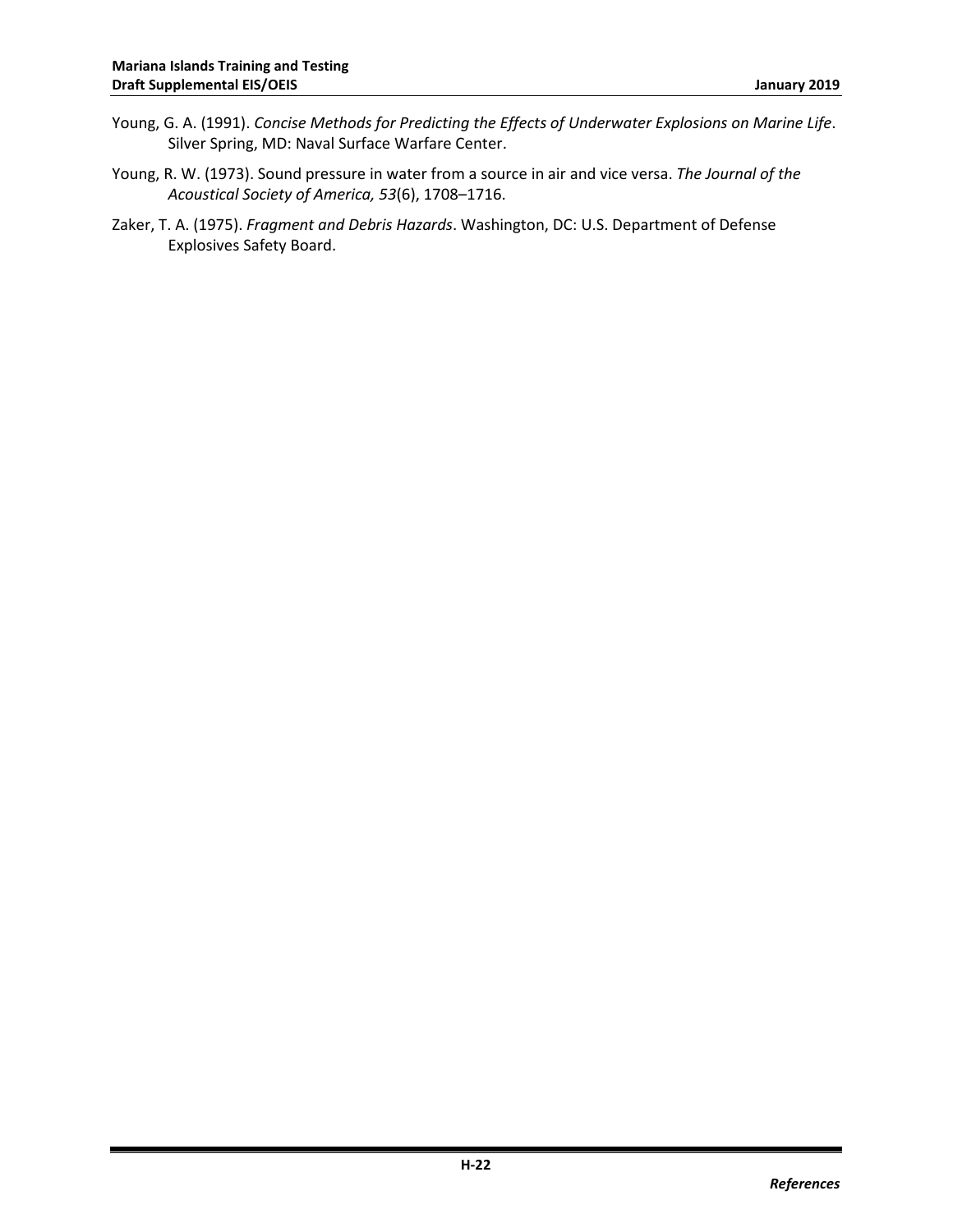Young, G. A. (1991). *Concise Methods for Predicting the Effects of Underwater Explosions on Marine Life*. Silver Spring, MD: Naval Surface Warfare Center.

Young, R. W. (1973). Sound pressure in water from a source in air and vice versa. *The Journal of the Acoustical Society of America, 53*(6), 1708–1716.

Zaker, T. A. (1975). *Fragment and Debris Hazards*. Washington, DC: U.S. Department of Defense Explosives Safety Board.